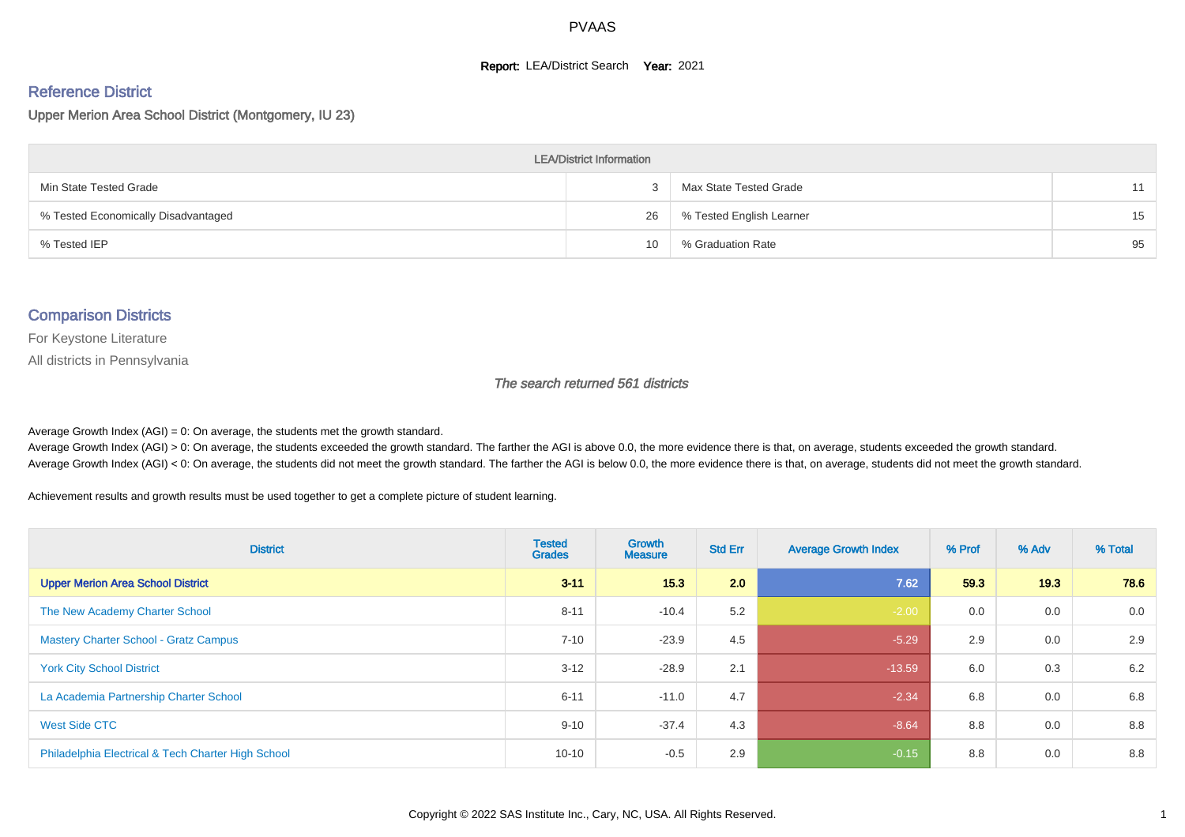# PVAAS

**Report:** LEA/District Search **Year:** 2021

## Reference District

### Upper Merion Area School District (Montgomery, IU 23)

| LEA/District Information | | | |
|---|---|---|---|
| Min State Tested Grade | 3 | Max State Tested Grade | 11 |
| % Tested Economically Disadvantaged | 26 | % Tested English Learner | 15 |
| % Tested IEP | 10 | % Graduation Rate | 95 |

## Comparison Districts

For Keystone Literature

All districts in Pennsylvania

*The search returned 561 districts*

Average Growth Index (AGI) = 0: On average, the students met the growth standard.
Average Growth Index (AGI) > 0: On average, the students exceeded the growth standard. The farther the AGI is above 0.0, the more evidence there is that, on average, students exceeded the growth standard.
Average Growth Index (AGI) < 0: On average, the students did not meet the growth standard. The farther the AGI is below 0.0, the more evidence there is that, on average, students did not meet the growth standard.

Achievement results and growth results must be used together to get a complete picture of student learning.

| District | Tested Grades | Growth Measure | Std Err | Average Growth Index | % Prof | % Adv | % Total |
|---|---|---|---|---|---|---|---|
| **Upper Merion Area School District** | **3-11** | **15.3** | **2.0** | **7.62** | **59.3** | **19.3** | **78.6** |
| The New Academy Charter School | 8-11 | -10.4 | 5.2 | -2.00 | 0.0 | 0.0 | 0.0 |
| Mastery Charter School - Gratz Campus | 7-10 | -23.9 | 4.5 | -5.29 | 2.9 | 0.0 | 2.9 |
| York City School District | 3-12 | -28.9 | 2.1 | -13.59 | 6.0 | 0.3 | 6.2 |
| La Academia Partnership Charter School | 6-11 | -11.0 | 4.7 | -2.34 | 6.8 | 0.0 | 6.8 |
| West Side CTC | 9-10 | -37.4 | 4.3 | -8.64 | 8.8 | 0.0 | 8.8 |
| Philadelphia Electrical & Tech Charter High School | 10-10 | -0.5 | 2.9 | -0.15 | 8.8 | 0.0 | 8.8 |

Copyright © 2022 SAS Institute Inc., Cary, NC, USA. All Rights Reserved.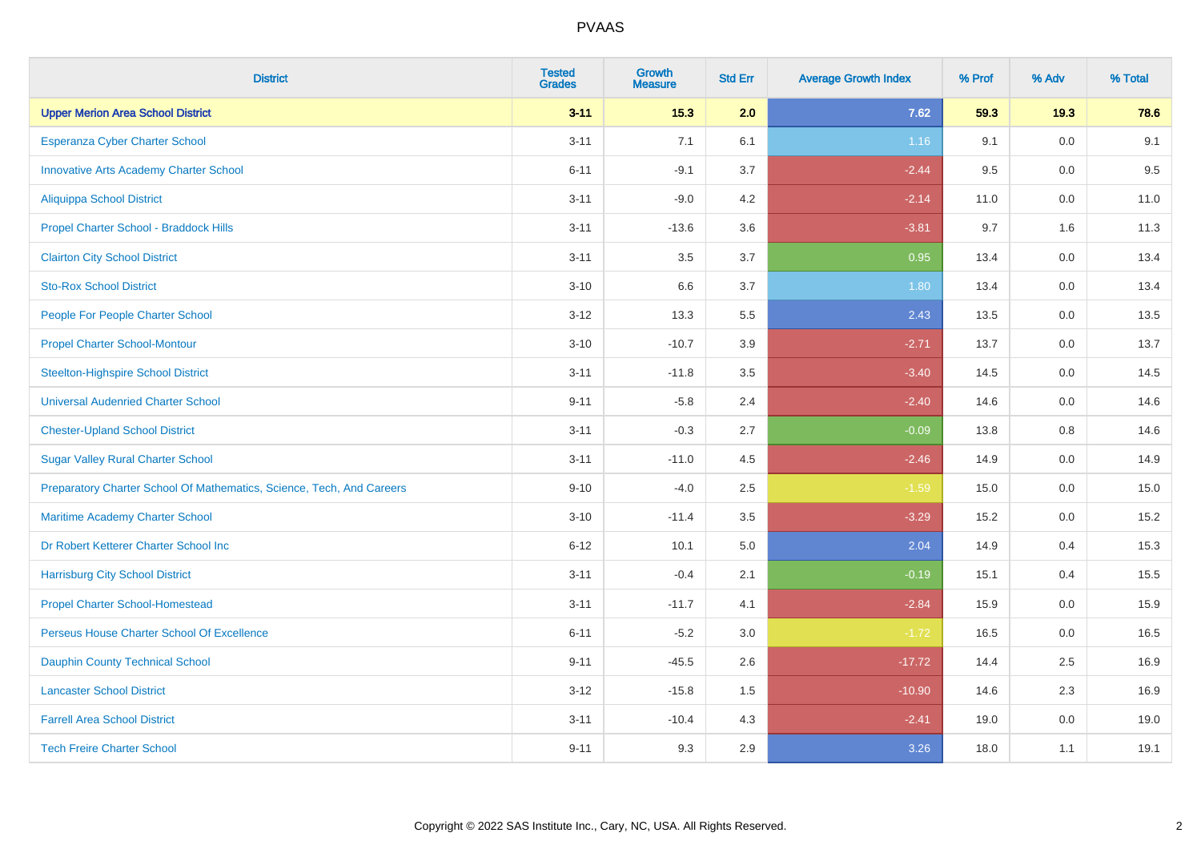# PVAAS

| District | Tested Grades | Growth Measure | Std Err | Average Growth Index | % Prof | % Adv | % Total |
|---|---|---|---|---|---|---|---|
| **Upper Merion Area School District** | **3-11** | **15.3** | **2.0** | **7.62** | **59.3** | **19.3** | **78.6** |
| Esperanza Cyber Charter School | 3-11 | 7.1 | 6.1 | 1.16 | 9.1 | 0.0 | 9.1 |
| Innovative Arts Academy Charter School | 6-11 | -9.1 | 3.7 | -2.44 | 9.5 | 0.0 | 9.5 |
| Aliquippa School District | 3-11 | -9.0 | 4.2 | -2.14 | 11.0 | 0.0 | 11.0 |
| Propel Charter School - Braddock Hills | 3-11 | -13.6 | 3.6 | -3.81 | 9.7 | 1.6 | 11.3 |
| Clairton City School District | 3-11 | 3.5 | 3.7 | 0.95 | 13.4 | 0.0 | 13.4 |
| Sto-Rox School District | 3-10 | 6.6 | 3.7 | 1.80 | 13.4 | 0.0 | 13.4 |
| People For People Charter School | 3-12 | 13.3 | 5.5 | 2.43 | 13.5 | 0.0 | 13.5 |
| Propel Charter School-Montour | 3-10 | -10.7 | 3.9 | -2.71 | 13.7 | 0.0 | 13.7 |
| Steelton-Highspire School District | 3-11 | -11.8 | 3.5 | -3.40 | 14.5 | 0.0 | 14.5 |
| Universal Audenried Charter School | 9-11 | -5.8 | 2.4 | -2.40 | 14.6 | 0.0 | 14.6 |
| Chester-Upland School District | 3-11 | -0.3 | 2.7 | -0.09 | 13.8 | 0.8 | 14.6 |
| Sugar Valley Rural Charter School | 3-11 | -11.0 | 4.5 | -2.46 | 14.9 | 0.0 | 14.9 |
| Preparatory Charter School Of Mathematics, Science, Tech, And Careers | 9-10 | -4.0 | 2.5 | -1.59 | 15.0 | 0.0 | 15.0 |
| Maritime Academy Charter School | 3-10 | -11.4 | 3.5 | -3.29 | 15.2 | 0.0 | 15.2 |
| Dr Robert Ketterer Charter School Inc | 6-12 | 10.1 | 5.0 | 2.04 | 14.9 | 0.4 | 15.3 |
| Harrisburg City School District | 3-11 | -0.4 | 2.1 | -0.19 | 15.1 | 0.4 | 15.5 |
| Propel Charter School-Homestead | 3-11 | -11.7 | 4.1 | -2.84 | 15.9 | 0.0 | 15.9 |
| Perseus House Charter School Of Excellence | 6-11 | -5.2 | 3.0 | -1.72 | 16.5 | 0.0 | 16.5 |
| Dauphin County Technical School | 9-11 | -45.5 | 2.6 | -17.72 | 14.4 | 2.5 | 16.9 |
| Lancaster School District | 3-12 | -15.8 | 1.5 | -10.90 | 14.6 | 2.3 | 16.9 |
| Farrell Area School District | 3-11 | -10.4 | 4.3 | -2.41 | 19.0 | 0.0 | 19.0 |
| Tech Freire Charter School | 9-11 | 9.3 | 2.9 | 3.26 | 18.0 | 1.1 | 19.1 |

Copyright © 2022 SAS Institute Inc., Cary, NC, USA. All Rights Reserved.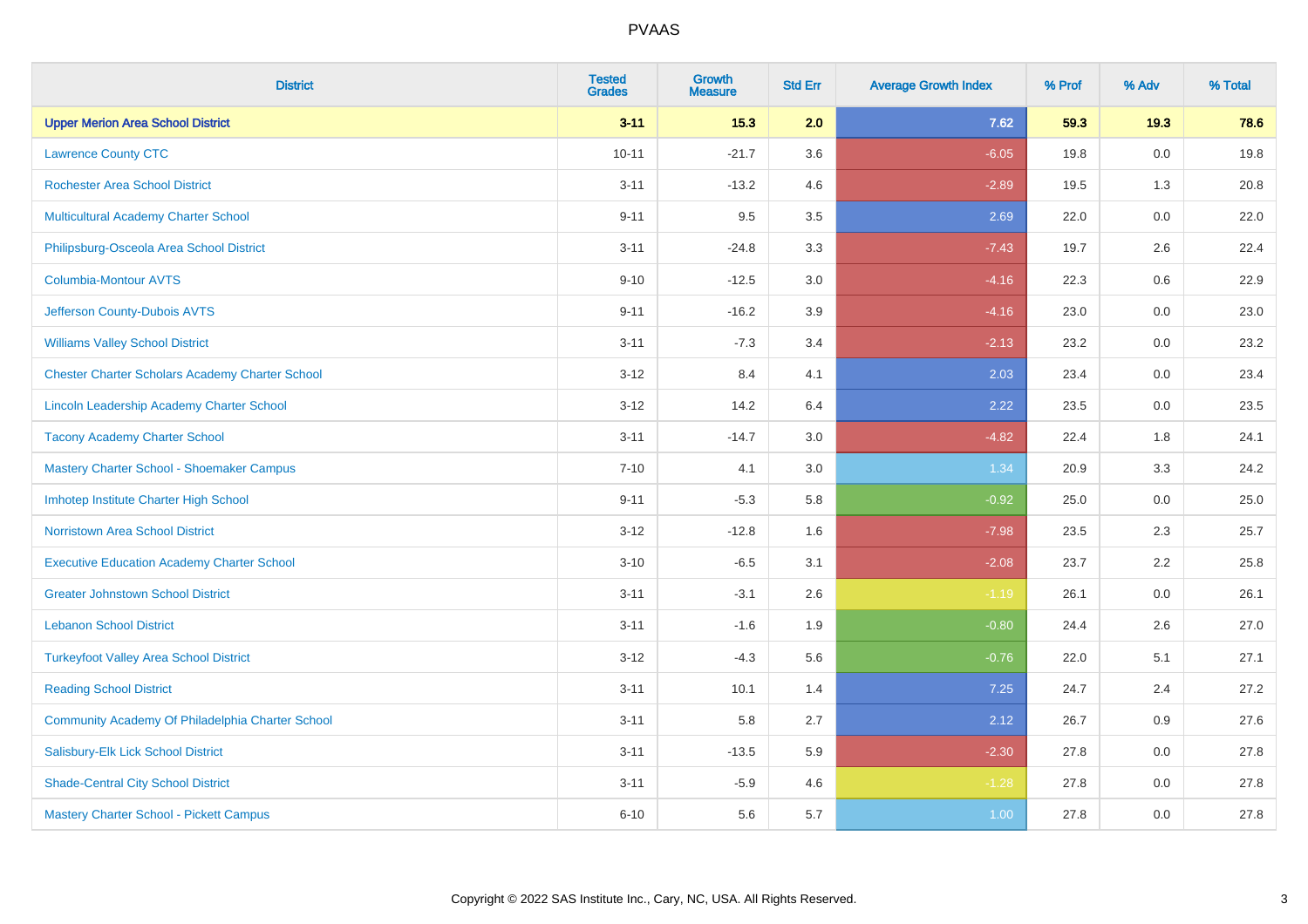# PVAAS

| District | Tested Grades | Growth Measure | Std Err | Average Growth Index | % Prof | % Adv | % Total |
|---|---|---|---|---|---|---|---|
| **Upper Merion Area School District** | **3-11** | **15.3** | **2.0** | **7.62** | **59.3** | **19.3** | **78.6** |
| Lawrence County CTC | 10-11 | -21.7 | 3.6 | -6.05 | 19.8 | 0.0 | 19.8 |
| Rochester Area School District | 3-11 | -13.2 | 4.6 | -2.89 | 19.5 | 1.3 | 20.8 |
| Multicultural Academy Charter School | 9-11 | 9.5 | 3.5 | 2.69 | 22.0 | 0.0 | 22.0 |
| Philipsburg-Osceola Area School District | 3-11 | -24.8 | 3.3 | -7.43 | 19.7 | 2.6 | 22.4 |
| Columbia-Montour AVTS | 9-10 | -12.5 | 3.0 | -4.16 | 22.3 | 0.6 | 22.9 |
| Jefferson County-Dubois AVTS | 9-11 | -16.2 | 3.9 | -4.16 | 23.0 | 0.0 | 23.0 |
| Williams Valley School District | 3-11 | -7.3 | 3.4 | -2.13 | 23.2 | 0.0 | 23.2 |
| Chester Charter Scholars Academy Charter School | 3-12 | 8.4 | 4.1 | 2.03 | 23.4 | 0.0 | 23.4 |
| Lincoln Leadership Academy Charter School | 3-12 | 14.2 | 6.4 | 2.22 | 23.5 | 0.0 | 23.5 |
| Tacony Academy Charter School | 3-11 | -14.7 | 3.0 | -4.82 | 22.4 | 1.8 | 24.1 |
| Mastery Charter School - Shoemaker Campus | 7-10 | 4.1 | 3.0 | 1.34 | 20.9 | 3.3 | 24.2 |
| Imhotep Institute Charter High School | 9-11 | -5.3 | 5.8 | -0.92 | 25.0 | 0.0 | 25.0 |
| Norristown Area School District | 3-12 | -12.8 | 1.6 | -7.98 | 23.5 | 2.3 | 25.7 |
| Executive Education Academy Charter School | 3-10 | -6.5 | 3.1 | -2.08 | 23.7 | 2.2 | 25.8 |
| Greater Johnstown School District | 3-11 | -3.1 | 2.6 | -1.19 | 26.1 | 0.0 | 26.1 |
| Lebanon School District | 3-11 | -1.6 | 1.9 | -0.80 | 24.4 | 2.6 | 27.0 |
| Turkeyfoot Valley Area School District | 3-12 | -4.3 | 5.6 | -0.76 | 22.0 | 5.1 | 27.1 |
| Reading School District | 3-11 | 10.1 | 1.4 | 7.25 | 24.7 | 2.4 | 27.2 |
| Community Academy Of Philadelphia Charter School | 3-11 | 5.8 | 2.7 | 2.12 | 26.7 | 0.9 | 27.6 |
| Salisbury-Elk Lick School District | 3-11 | -13.5 | 5.9 | -2.30 | 27.8 | 0.0 | 27.8 |
| Shade-Central City School District | 3-11 | -5.9 | 4.6 | -1.28 | 27.8 | 0.0 | 27.8 |
| Mastery Charter School - Pickett Campus | 6-10 | 5.6 | 5.7 | 1.00 | 27.8 | 0.0 | 27.8 |

Copyright © 2022 SAS Institute Inc., Cary, NC, USA. All Rights Reserved.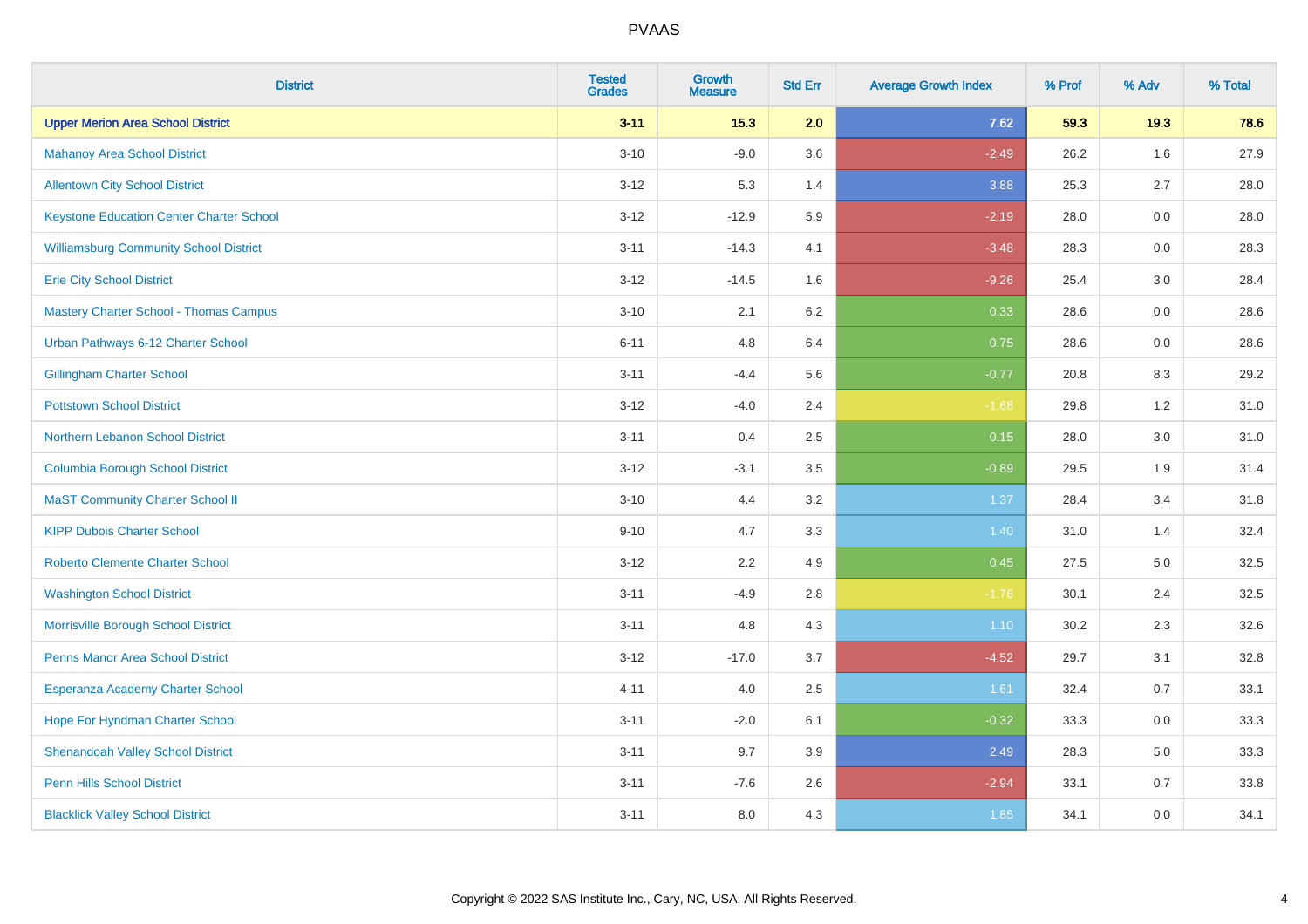# PVAAS

| District | Tested Grades | Growth Measure | Std Err | Average Growth Index | % Prof | % Adv | % Total |
|---|---|---|---|---|---|---|---|
| **Upper Merion Area School District** | **3-11** | **15.3** | **2.0** | **7.62** | **59.3** | **19.3** | **78.6** |
| Mahanoy Area School District | 3-10 | -9.0 | 3.6 | -2.49 | 26.2 | 1.6 | 27.9 |
| Allentown City School District | 3-12 | 5.3 | 1.4 | 3.88 | 25.3 | 2.7 | 28.0 |
| Keystone Education Center Charter School | 3-12 | -12.9 | 5.9 | -2.19 | 28.0 | 0.0 | 28.0 |
| Williamsburg Community School District | 3-11 | -14.3 | 4.1 | -3.48 | 28.3 | 0.0 | 28.3 |
| Erie City School District | 3-12 | -14.5 | 1.6 | -9.26 | 25.4 | 3.0 | 28.4 |
| Mastery Charter School - Thomas Campus | 3-10 | 2.1 | 6.2 | 0.33 | 28.6 | 0.0 | 28.6 |
| Urban Pathways 6-12 Charter School | 6-11 | 4.8 | 6.4 | 0.75 | 28.6 | 0.0 | 28.6 |
| Gillingham Charter School | 3-11 | -4.4 | 5.6 | -0.77 | 20.8 | 8.3 | 29.2 |
| Pottstown School District | 3-12 | -4.0 | 2.4 | -1.68 | 29.8 | 1.2 | 31.0 |
| Northern Lebanon School District | 3-11 | 0.4 | 2.5 | 0.15 | 28.0 | 3.0 | 31.0 |
| Columbia Borough School District | 3-12 | -3.1 | 3.5 | -0.89 | 29.5 | 1.9 | 31.4 |
| MaST Community Charter School II | 3-10 | 4.4 | 3.2 | 1.37 | 28.4 | 3.4 | 31.8 |
| KIPP Dubois Charter School | 9-10 | 4.7 | 3.3 | 1.40 | 31.0 | 1.4 | 32.4 |
| Roberto Clemente Charter School | 3-12 | 2.2 | 4.9 | 0.45 | 27.5 | 5.0 | 32.5 |
| Washington School District | 3-11 | -4.9 | 2.8 | -1.76 | 30.1 | 2.4 | 32.5 |
| Morrisville Borough School District | 3-11 | 4.8 | 4.3 | 1.10 | 30.2 | 2.3 | 32.6 |
| Penns Manor Area School District | 3-12 | -17.0 | 3.7 | -4.52 | 29.7 | 3.1 | 32.8 |
| Esperanza Academy Charter School | 4-11 | 4.0 | 2.5 | 1.61 | 32.4 | 0.7 | 33.1 |
| Hope For Hyndman Charter School | 3-11 | -2.0 | 6.1 | -0.32 | 33.3 | 0.0 | 33.3 |
| Shenandoah Valley School District | 3-11 | 9.7 | 3.9 | 2.49 | 28.3 | 5.0 | 33.3 |
| Penn Hills School District | 3-11 | -7.6 | 2.6 | -2.94 | 33.1 | 0.7 | 33.8 |
| Blacklick Valley School District | 3-11 | 8.0 | 4.3 | 1.85 | 34.1 | 0.0 | 34.1 |

Copyright © 2022 SAS Institute Inc., Cary, NC, USA. All Rights Reserved.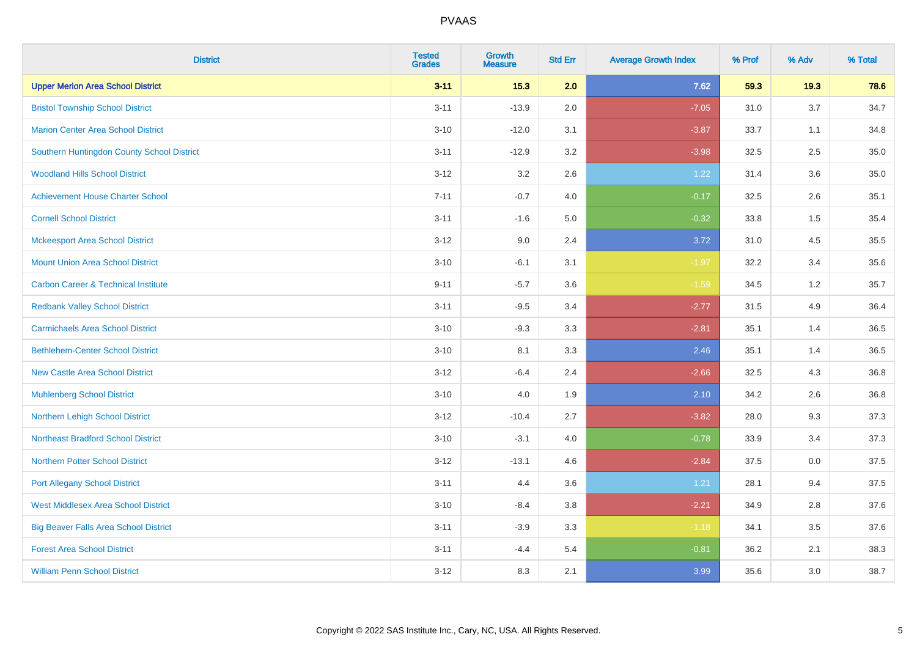# PVAAS

| District | Tested Grades | Growth Measure | Std Err | Average Growth Index | % Prof | % Adv | % Total |
|---|---|---|---|---|---|---|---|
| **Upper Merion Area School District** | **3-11** | **15.3** | **2.0** | **7.62** | **59.3** | **19.3** | **78.6** |
| Bristol Township School District | 3-11 | -13.9 | 2.0 | -7.05 | 31.0 | 3.7 | 34.7 |
| Marion Center Area School District | 3-10 | -12.0 | 3.1 | -3.87 | 33.7 | 1.1 | 34.8 |
| Southern Huntingdon County School District | 3-11 | -12.9 | 3.2 | -3.98 | 32.5 | 2.5 | 35.0 |
| Woodland Hills School District | 3-12 | 3.2 | 2.6 | 1.22 | 31.4 | 3.6 | 35.0 |
| Achievement House Charter School | 7-11 | -0.7 | 4.0 | -0.17 | 32.5 | 2.6 | 35.1 |
| Cornell School District | 3-11 | -1.6 | 5.0 | -0.32 | 33.8 | 1.5 | 35.4 |
| Mckeesport Area School District | 3-12 | 9.0 | 2.4 | 3.72 | 31.0 | 4.5 | 35.5 |
| Mount Union Area School District | 3-10 | -6.1 | 3.1 | -1.97 | 32.2 | 3.4 | 35.6 |
| Carbon Career & Technical Institute | 9-11 | -5.7 | 3.6 | -1.59 | 34.5 | 1.2 | 35.7 |
| Redbank Valley School District | 3-11 | -9.5 | 3.4 | -2.77 | 31.5 | 4.9 | 36.4 |
| Carmichaels Area School District | 3-10 | -9.3 | 3.3 | -2.81 | 35.1 | 1.4 | 36.5 |
| Bethlehem-Center School District | 3-10 | 8.1 | 3.3 | 2.46 | 35.1 | 1.4 | 36.5 |
| New Castle Area School District | 3-12 | -6.4 | 2.4 | -2.66 | 32.5 | 4.3 | 36.8 |
| Muhlenberg School District | 3-10 | 4.0 | 1.9 | 2.10 | 34.2 | 2.6 | 36.8 |
| Northern Lehigh School District | 3-12 | -10.4 | 2.7 | -3.82 | 28.0 | 9.3 | 37.3 |
| Northeast Bradford School District | 3-10 | -3.1 | 4.0 | -0.78 | 33.9 | 3.4 | 37.3 |
| Northern Potter School District | 3-12 | -13.1 | 4.6 | -2.84 | 37.5 | 0.0 | 37.5 |
| Port Allegany School District | 3-11 | 4.4 | 3.6 | 1.21 | 28.1 | 9.4 | 37.5 |
| West Middlesex Area School District | 3-10 | -8.4 | 3.8 | -2.21 | 34.9 | 2.8 | 37.6 |
| Big Beaver Falls Area School District | 3-11 | -3.9 | 3.3 | -1.18 | 34.1 | 3.5 | 37.6 |
| Forest Area School District | 3-11 | -4.4 | 5.4 | -0.81 | 36.2 | 2.1 | 38.3 |
| William Penn School District | 3-12 | 8.3 | 2.1 | 3.99 | 35.6 | 3.0 | 38.7 |

Copyright © 2022 SAS Institute Inc., Cary, NC, USA. All Rights Reserved.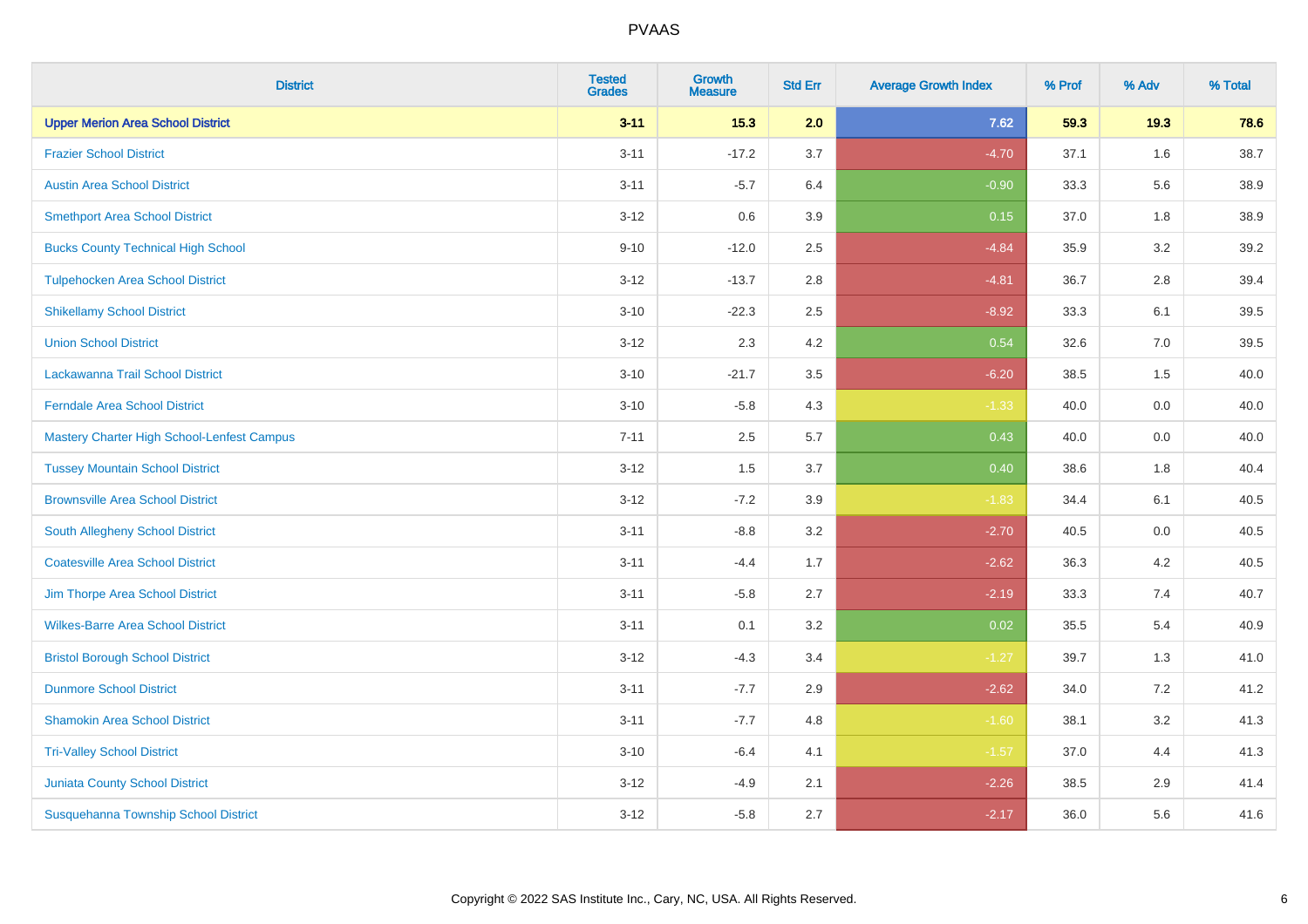| District | Tested Grades | Growth Measure | Std Err | Average Growth Index | % Prof | % Adv | % Total |
|---|---|---|---|---|---|---|---|
| **Upper Merion Area School District** | **3-11** | **15.3** | **2.0** | **7.62** | **59.3** | **19.3** | **78.6** |
| Frazier School District | 3-11 | -17.2 | 3.7 | -4.70 | 37.1 | 1.6 | 38.7 |
| Austin Area School District | 3-11 | -5.7 | 6.4 | -0.90 | 33.3 | 5.6 | 38.9 |
| Smethport Area School District | 3-12 | 0.6 | 3.9 | 0.15 | 37.0 | 1.8 | 38.9 |
| Bucks County Technical High School | 9-10 | -12.0 | 2.5 | -4.84 | 35.9 | 3.2 | 39.2 |
| Tulpehocken Area School District | 3-12 | -13.7 | 2.8 | -4.81 | 36.7 | 2.8 | 39.4 |
| Shikellamy School District | 3-10 | -22.3 | 2.5 | -8.92 | 33.3 | 6.1 | 39.5 |
| Union School District | 3-12 | 2.3 | 4.2 | 0.54 | 32.6 | 7.0 | 39.5 |
| Lackawanna Trail School District | 3-10 | -21.7 | 3.5 | -6.20 | 38.5 | 1.5 | 40.0 |
| Ferndale Area School District | 3-10 | -5.8 | 4.3 | -1.33 | 40.0 | 0.0 | 40.0 |
| Mastery Charter High School-Lenfest Campus | 7-11 | 2.5 | 5.7 | 0.43 | 40.0 | 0.0 | 40.0 |
| Tussey Mountain School District | 3-12 | 1.5 | 3.7 | 0.40 | 38.6 | 1.8 | 40.4 |
| Brownsville Area School District | 3-12 | -7.2 | 3.9 | -1.83 | 34.4 | 6.1 | 40.5 |
| South Allegheny School District | 3-11 | -8.8 | 3.2 | -2.70 | 40.5 | 0.0 | 40.5 |
| Coatesville Area School District | 3-11 | -4.4 | 1.7 | -2.62 | 36.3 | 4.2 | 40.5 |
| Jim Thorpe Area School District | 3-11 | -5.8 | 2.7 | -2.19 | 33.3 | 7.4 | 40.7 |
| Wilkes-Barre Area School District | 3-11 | 0.1 | 3.2 | 0.02 | 35.5 | 5.4 | 40.9 |
| Bristol Borough School District | 3-12 | -4.3 | 3.4 | -1.27 | 39.7 | 1.3 | 41.0 |
| Dunmore School District | 3-11 | -7.7 | 2.9 | -2.62 | 34.0 | 7.2 | 41.2 |
| Shamokin Area School District | 3-11 | -7.7 | 4.8 | -1.60 | 38.1 | 3.2 | 41.3 |
| Tri-Valley School District | 3-10 | -6.4 | 4.1 | -1.57 | 37.0 | 4.4 | 41.3 |
| Juniata County School District | 3-12 | -4.9 | 2.1 | -2.26 | 38.5 | 2.9 | 41.4 |
| Susquehanna Township School District | 3-12 | -5.8 | 2.7 | -2.17 | 36.0 | 5.6 | 41.6 |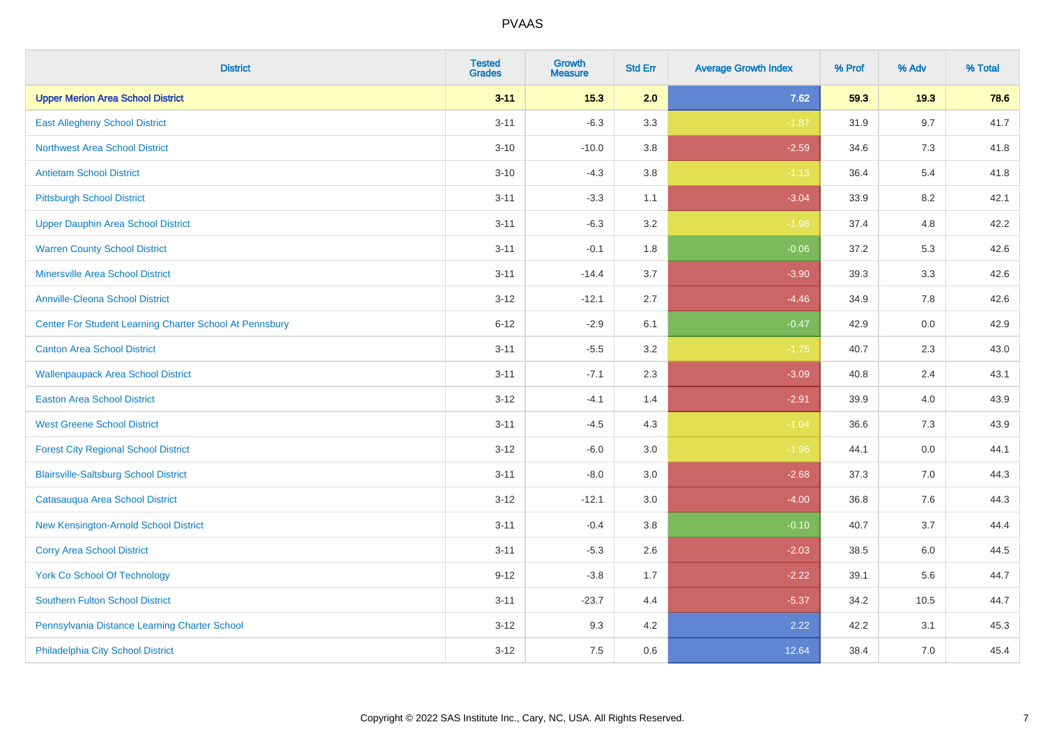# PVAAS

| District | Tested Grades | Growth Measure | Std Err | Average Growth Index | % Prof | % Adv | % Total |
|---|---|---|---|---|---|---|---|
| **Upper Merion Area School District** | **3-11** | **15.3** | **2.0** | **7.62** | **59.3** | **19.3** | **78.6** |
| East Allegheny School District | 3-11 | -6.3 | 3.3 | -1.87 | 31.9 | 9.7 | 41.7 |
| Northwest Area School District | 3-10 | -10.0 | 3.8 | -2.59 | 34.6 | 7.3 | 41.8 |
| Antietam School District | 3-10 | -4.3 | 3.8 | -1.13 | 36.4 | 5.4 | 41.8 |
| Pittsburgh School District | 3-11 | -3.3 | 1.1 | -3.04 | 33.9 | 8.2 | 42.1 |
| Upper Dauphin Area School District | 3-11 | -6.3 | 3.2 | -1.98 | 37.4 | 4.8 | 42.2 |
| Warren County School District | 3-11 | -0.1 | 1.8 | -0.06 | 37.2 | 5.3 | 42.6 |
| Minersville Area School District | 3-11 | -14.4 | 3.7 | -3.90 | 39.3 | 3.3 | 42.6 |
| Annville-Cleona School District | 3-12 | -12.1 | 2.7 | -4.46 | 34.9 | 7.8 | 42.6 |
| Center For Student Learning Charter School At Pennsbury | 6-12 | -2.9 | 6.1 | -0.47 | 42.9 | 0.0 | 42.9 |
| Canton Area School District | 3-11 | -5.5 | 3.2 | -1.75 | 40.7 | 2.3 | 43.0 |
| Wallenpaupack Area School District | 3-11 | -7.1 | 2.3 | -3.09 | 40.8 | 2.4 | 43.1 |
| Easton Area School District | 3-12 | -4.1 | 1.4 | -2.91 | 39.9 | 4.0 | 43.9 |
| West Greene School District | 3-11 | -4.5 | 4.3 | -1.04 | 36.6 | 7.3 | 43.9 |
| Forest City Regional School District | 3-12 | -6.0 | 3.0 | -1.96 | 44.1 | 0.0 | 44.1 |
| Blairsville-Saltsburg School District | 3-11 | -8.0 | 3.0 | -2.68 | 37.3 | 7.0 | 44.3 |
| Catasauqua Area School District | 3-12 | -12.1 | 3.0 | -4.00 | 36.8 | 7.6 | 44.3 |
| New Kensington-Arnold School District | 3-11 | -0.4 | 3.8 | -0.10 | 40.7 | 3.7 | 44.4 |
| Corry Area School District | 3-11 | -5.3 | 2.6 | -2.03 | 38.5 | 6.0 | 44.5 |
| York Co School Of Technology | 9-12 | -3.8 | 1.7 | -2.22 | 39.1 | 5.6 | 44.7 |
| Southern Fulton School District | 3-11 | -23.7 | 4.4 | -5.37 | 34.2 | 10.5 | 44.7 |
| Pennsylvania Distance Learning Charter School | 3-12 | 9.3 | 4.2 | 2.22 | 42.2 | 3.1 | 45.3 |
| Philadelphia City School District | 3-12 | 7.5 | 0.6 | 12.64 | 38.4 | 7.0 | 45.4 |

Copyright © 2022 SAS Institute Inc., Cary, NC, USA. All Rights Reserved.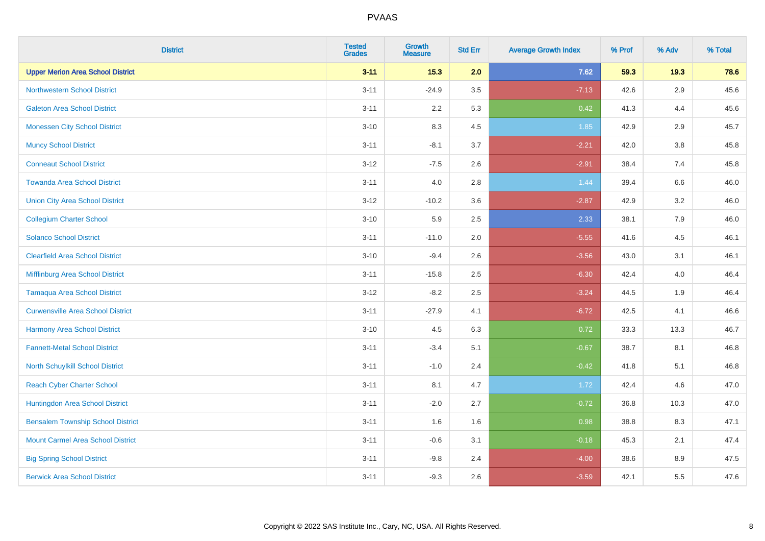| District | Tested Grades | Growth Measure | Std Err | Average Growth Index | % Prof | % Adv | % Total |
|---|---|---|---|---|---|---|---|
| **Upper Merion Area School District** | **3-11** | **15.3** | **2.0** | **7.62** | **59.3** | **19.3** | **78.6** |
| Northwestern School District | 3-11 | -24.9 | 3.5 | -7.13 | 42.6 | 2.9 | 45.6 |
| Galeton Area School District | 3-11 | 2.2 | 5.3 | 0.42 | 41.3 | 4.4 | 45.6 |
| Monessen City School District | 3-10 | 8.3 | 4.5 | 1.85 | 42.9 | 2.9 | 45.7 |
| Muncy School District | 3-11 | -8.1 | 3.7 | -2.21 | 42.0 | 3.8 | 45.8 |
| Conneaut School District | 3-12 | -7.5 | 2.6 | -2.91 | 38.4 | 7.4 | 45.8 |
| Towanda Area School District | 3-11 | 4.0 | 2.8 | 1.44 | 39.4 | 6.6 | 46.0 |
| Union City Area School District | 3-12 | -10.2 | 3.6 | -2.87 | 42.9 | 3.2 | 46.0 |
| Collegium Charter School | 3-10 | 5.9 | 2.5 | 2.33 | 38.1 | 7.9 | 46.0 |
| Solanco School District | 3-11 | -11.0 | 2.0 | -5.55 | 41.6 | 4.5 | 46.1 |
| Clearfield Area School District | 3-10 | -9.4 | 2.6 | -3.56 | 43.0 | 3.1 | 46.1 |
| Mifflinburg Area School District | 3-11 | -15.8 | 2.5 | -6.30 | 42.4 | 4.0 | 46.4 |
| Tamaqua Area School District | 3-12 | -8.2 | 2.5 | -3.24 | 44.5 | 1.9 | 46.4 |
| Curwensville Area School District | 3-11 | -27.9 | 4.1 | -6.72 | 42.5 | 4.1 | 46.6 |
| Harmony Area School District | 3-10 | 4.5 | 6.3 | 0.72 | 33.3 | 13.3 | 46.7 |
| Fannett-Metal School District | 3-11 | -3.4 | 5.1 | -0.67 | 38.7 | 8.1 | 46.8 |
| North Schuylkill School District | 3-11 | -1.0 | 2.4 | -0.42 | 41.8 | 5.1 | 46.8 |
| Reach Cyber Charter School | 3-11 | 8.1 | 4.7 | 1.72 | 42.4 | 4.6 | 47.0 |
| Huntingdon Area School District | 3-11 | -2.0 | 2.7 | -0.72 | 36.8 | 10.3 | 47.0 |
| Bensalem Township School District | 3-11 | 1.6 | 1.6 | 0.98 | 38.8 | 8.3 | 47.1 |
| Mount Carmel Area School District | 3-11 | -0.6 | 3.1 | -0.18 | 45.3 | 2.1 | 47.4 |
| Big Spring School District | 3-11 | -9.8 | 2.4 | -4.00 | 38.6 | 8.9 | 47.5 |
| Berwick Area School District | 3-11 | -9.3 | 2.6 | -3.59 | 42.1 | 5.5 | 47.6 |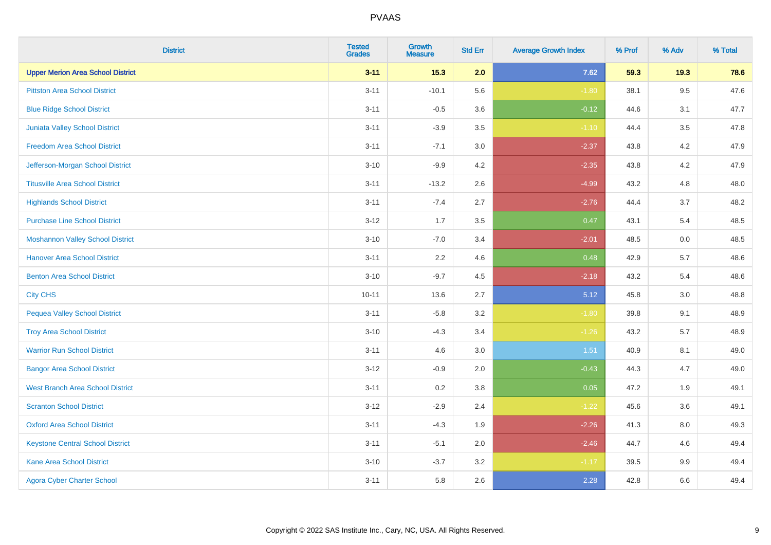PVAAS

| District | Tested Grades | Growth Measure | Std Err | Average Growth Index | % Prof | % Adv | % Total |
|---|---|---|---|---|---|---|---|
| **Upper Merion Area School District** | **3-11** | **15.3** | **2.0** | **7.62** | **59.3** | **19.3** | **78.6** |
| Pittston Area School District | 3-11 | -10.1 | 5.6 | -1.80 | 38.1 | 9.5 | 47.6 |
| Blue Ridge School District | 3-11 | -0.5 | 3.6 | -0.12 | 44.6 | 3.1 | 47.7 |
| Juniata Valley School District | 3-11 | -3.9 | 3.5 | -1.10 | 44.4 | 3.5 | 47.8 |
| Freedom Area School District | 3-11 | -7.1 | 3.0 | -2.37 | 43.8 | 4.2 | 47.9 |
| Jefferson-Morgan School District | 3-10 | -9.9 | 4.2 | -2.35 | 43.8 | 4.2 | 47.9 |
| Titusville Area School District | 3-11 | -13.2 | 2.6 | -4.99 | 43.2 | 4.8 | 48.0 |
| Highlands School District | 3-11 | -7.4 | 2.7 | -2.76 | 44.4 | 3.7 | 48.2 |
| Purchase Line School District | 3-12 | 1.7 | 3.5 | 0.47 | 43.1 | 5.4 | 48.5 |
| Moshannon Valley School District | 3-10 | -7.0 | 3.4 | -2.01 | 48.5 | 0.0 | 48.5 |
| Hanover Area School District | 3-11 | 2.2 | 4.6 | 0.48 | 42.9 | 5.7 | 48.6 |
| Benton Area School District | 3-10 | -9.7 | 4.5 | -2.18 | 43.2 | 5.4 | 48.6 |
| City CHS | 10-11 | 13.6 | 2.7 | 5.12 | 45.8 | 3.0 | 48.8 |
| Pequea Valley School District | 3-11 | -5.8 | 3.2 | -1.80 | 39.8 | 9.1 | 48.9 |
| Troy Area School District | 3-10 | -4.3 | 3.4 | -1.26 | 43.2 | 5.7 | 48.9 |
| Warrior Run School District | 3-11 | 4.6 | 3.0 | 1.51 | 40.9 | 8.1 | 49.0 |
| Bangor Area School District | 3-12 | -0.9 | 2.0 | -0.43 | 44.3 | 4.7 | 49.0 |
| West Branch Area School District | 3-11 | 0.2 | 3.8 | 0.05 | 47.2 | 1.9 | 49.1 |
| Scranton School District | 3-12 | -2.9 | 2.4 | -1.22 | 45.6 | 3.6 | 49.1 |
| Oxford Area School District | 3-11 | -4.3 | 1.9 | -2.26 | 41.3 | 8.0 | 49.3 |
| Keystone Central School District | 3-11 | -5.1 | 2.0 | -2.46 | 44.7 | 4.6 | 49.4 |
| Kane Area School District | 3-10 | -3.7 | 3.2 | -1.17 | 39.5 | 9.9 | 49.4 |
| Agora Cyber Charter School | 3-11 | 5.8 | 2.6 | 2.28 | 42.8 | 6.6 | 49.4 |

Copyright © 2022 SAS Institute Inc., Cary, NC, USA. All Rights Reserved.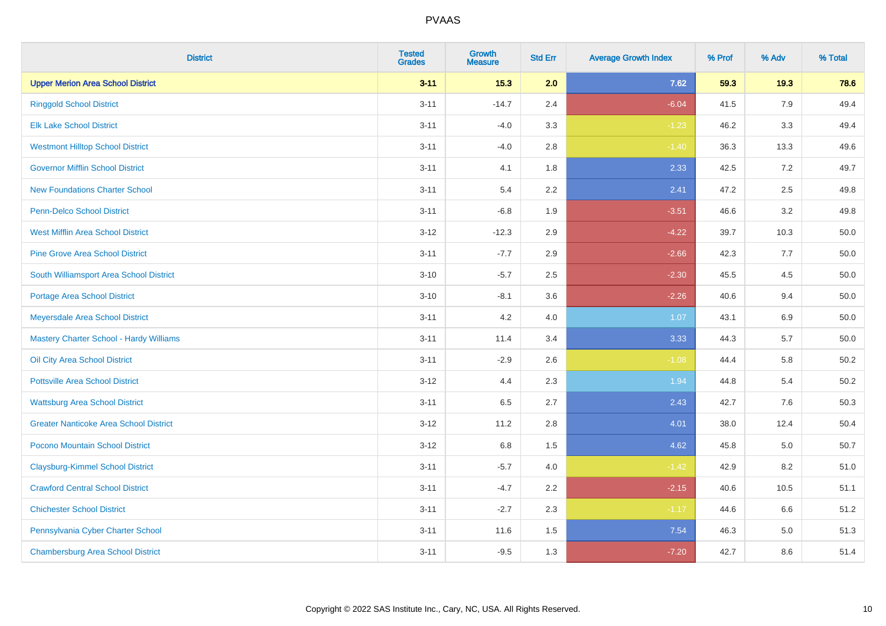# PVAAS

| District | Tested Grades | Growth Measure | Std Err | Average Growth Index | % Prof | % Adv | % Total |
|---|---|---|---|---|---|---|---|
| **Upper Merion Area School District** | **3-11** | **15.3** | **2.0** | **7.62** | **59.3** | **19.3** | **78.6** |
| Ringgold School District | 3-11 | -14.7 | 2.4 | -6.04 | 41.5 | 7.9 | 49.4 |
| Elk Lake School District | 3-11 | -4.0 | 3.3 | -1.23 | 46.2 | 3.3 | 49.4 |
| Westmont Hilltop School District | 3-11 | -4.0 | 2.8 | -1.40 | 36.3 | 13.3 | 49.6 |
| Governor Mifflin School District | 3-11 | 4.1 | 1.8 | 2.33 | 42.5 | 7.2 | 49.7 |
| New Foundations Charter School | 3-11 | 5.4 | 2.2 | 2.41 | 47.2 | 2.5 | 49.8 |
| Penn-Delco School District | 3-11 | -6.8 | 1.9 | -3.51 | 46.6 | 3.2 | 49.8 |
| West Mifflin Area School District | 3-12 | -12.3 | 2.9 | -4.22 | 39.7 | 10.3 | 50.0 |
| Pine Grove Area School District | 3-11 | -7.7 | 2.9 | -2.66 | 42.3 | 7.7 | 50.0 |
| South Williamsport Area School District | 3-10 | -5.7 | 2.5 | -2.30 | 45.5 | 4.5 | 50.0 |
| Portage Area School District | 3-10 | -8.1 | 3.6 | -2.26 | 40.6 | 9.4 | 50.0 |
| Meyersdale Area School District | 3-11 | 4.2 | 4.0 | 1.07 | 43.1 | 6.9 | 50.0 |
| Mastery Charter School - Hardy Williams | 3-11 | 11.4 | 3.4 | 3.33 | 44.3 | 5.7 | 50.0 |
| Oil City Area School District | 3-11 | -2.9 | 2.6 | -1.08 | 44.4 | 5.8 | 50.2 |
| Pottsville Area School District | 3-12 | 4.4 | 2.3 | 1.94 | 44.8 | 5.4 | 50.2 |
| Wattsburg Area School District | 3-11 | 6.5 | 2.7 | 2.43 | 42.7 | 7.6 | 50.3 |
| Greater Nanticoke Area School District | 3-12 | 11.2 | 2.8 | 4.01 | 38.0 | 12.4 | 50.4 |
| Pocono Mountain School District | 3-12 | 6.8 | 1.5 | 4.62 | 45.8 | 5.0 | 50.7 |
| Claysburg-Kimmel School District | 3-11 | -5.7 | 4.0 | -1.42 | 42.9 | 8.2 | 51.0 |
| Crawford Central School District | 3-11 | -4.7 | 2.2 | -2.15 | 40.6 | 10.5 | 51.1 |
| Chichester School District | 3-11 | -2.7 | 2.3 | -1.17 | 44.6 | 6.6 | 51.2 |
| Pennsylvania Cyber Charter School | 3-11 | 11.6 | 1.5 | 7.54 | 46.3 | 5.0 | 51.3 |
| Chambersburg Area School District | 3-11 | -9.5 | 1.3 | -7.20 | 42.7 | 8.6 | 51.4 |

Copyright © 2022 SAS Institute Inc., Cary, NC, USA. All Rights Reserved.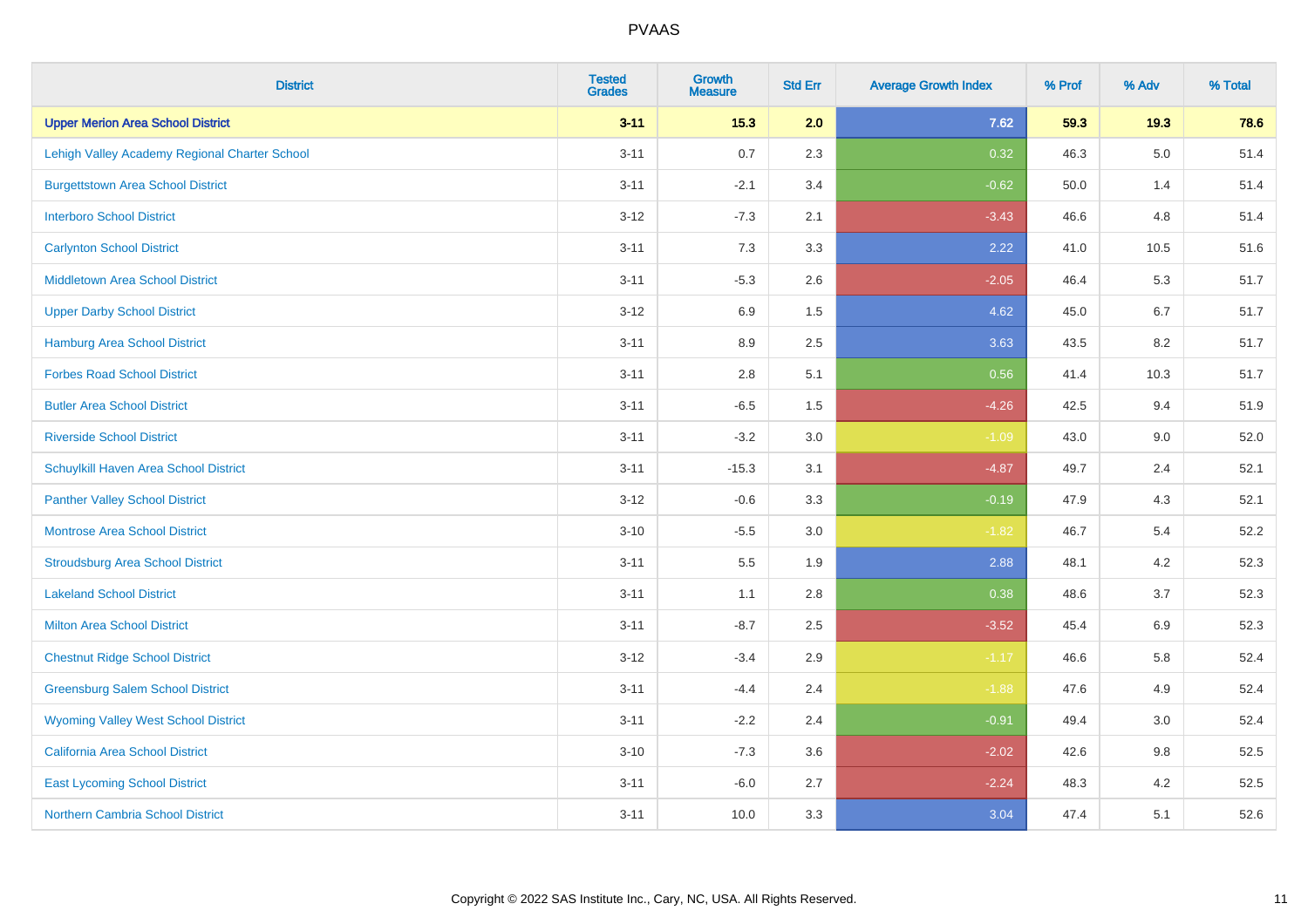# PVAAS

| District | Tested Grades | Growth Measure | Std Err | Average Growth Index | % Prof | % Adv | % Total |
|---|---|---|---|---|---|---|---|
| **Upper Merion Area School District** | **3-11** | **15.3** | **2.0** | **7.62** | **59.3** | **19.3** | **78.6** |
| Lehigh Valley Academy Regional Charter School | 3-11 | 0.7 | 2.3 | 0.32 | 46.3 | 5.0 | 51.4 |
| Burgettstown Area School District | 3-11 | -2.1 | 3.4 | -0.62 | 50.0 | 1.4 | 51.4 |
| Interboro School District | 3-12 | -7.3 | 2.1 | -3.43 | 46.6 | 4.8 | 51.4 |
| Carlynton School District | 3-11 | 7.3 | 3.3 | 2.22 | 41.0 | 10.5 | 51.6 |
| Middletown Area School District | 3-11 | -5.3 | 2.6 | -2.05 | 46.4 | 5.3 | 51.7 |
| Upper Darby School District | 3-12 | 6.9 | 1.5 | 4.62 | 45.0 | 6.7 | 51.7 |
| Hamburg Area School District | 3-11 | 8.9 | 2.5 | 3.63 | 43.5 | 8.2 | 51.7 |
| Forbes Road School District | 3-11 | 2.8 | 5.1 | 0.56 | 41.4 | 10.3 | 51.7 |
| Butler Area School District | 3-11 | -6.5 | 1.5 | -4.26 | 42.5 | 9.4 | 51.9 |
| Riverside School District | 3-11 | -3.2 | 3.0 | -1.09 | 43.0 | 9.0 | 52.0 |
| Schuylkill Haven Area School District | 3-11 | -15.3 | 3.1 | -4.87 | 49.7 | 2.4 | 52.1 |
| Panther Valley School District | 3-12 | -0.6 | 3.3 | -0.19 | 47.9 | 4.3 | 52.1 |
| Montrose Area School District | 3-10 | -5.5 | 3.0 | -1.82 | 46.7 | 5.4 | 52.2 |
| Stroudsburg Area School District | 3-11 | 5.5 | 1.9 | 2.88 | 48.1 | 4.2 | 52.3 |
| Lakeland School District | 3-11 | 1.1 | 2.8 | 0.38 | 48.6 | 3.7 | 52.3 |
| Milton Area School District | 3-11 | -8.7 | 2.5 | -3.52 | 45.4 | 6.9 | 52.3 |
| Chestnut Ridge School District | 3-12 | -3.4 | 2.9 | -1.17 | 46.6 | 5.8 | 52.4 |
| Greensburg Salem School District | 3-11 | -4.4 | 2.4 | -1.88 | 47.6 | 4.9 | 52.4 |
| Wyoming Valley West School District | 3-11 | -2.2 | 2.4 | -0.91 | 49.4 | 3.0 | 52.4 |
| California Area School District | 3-10 | -7.3 | 3.6 | -2.02 | 42.6 | 9.8 | 52.5 |
| East Lycoming School District | 3-11 | -6.0 | 2.7 | -2.24 | 48.3 | 4.2 | 52.5 |
| Northern Cambria School District | 3-11 | 10.0 | 3.3 | 3.04 | 47.4 | 5.1 | 52.6 |

Copyright © 2022 SAS Institute Inc., Cary, NC, USA. All Rights Reserved.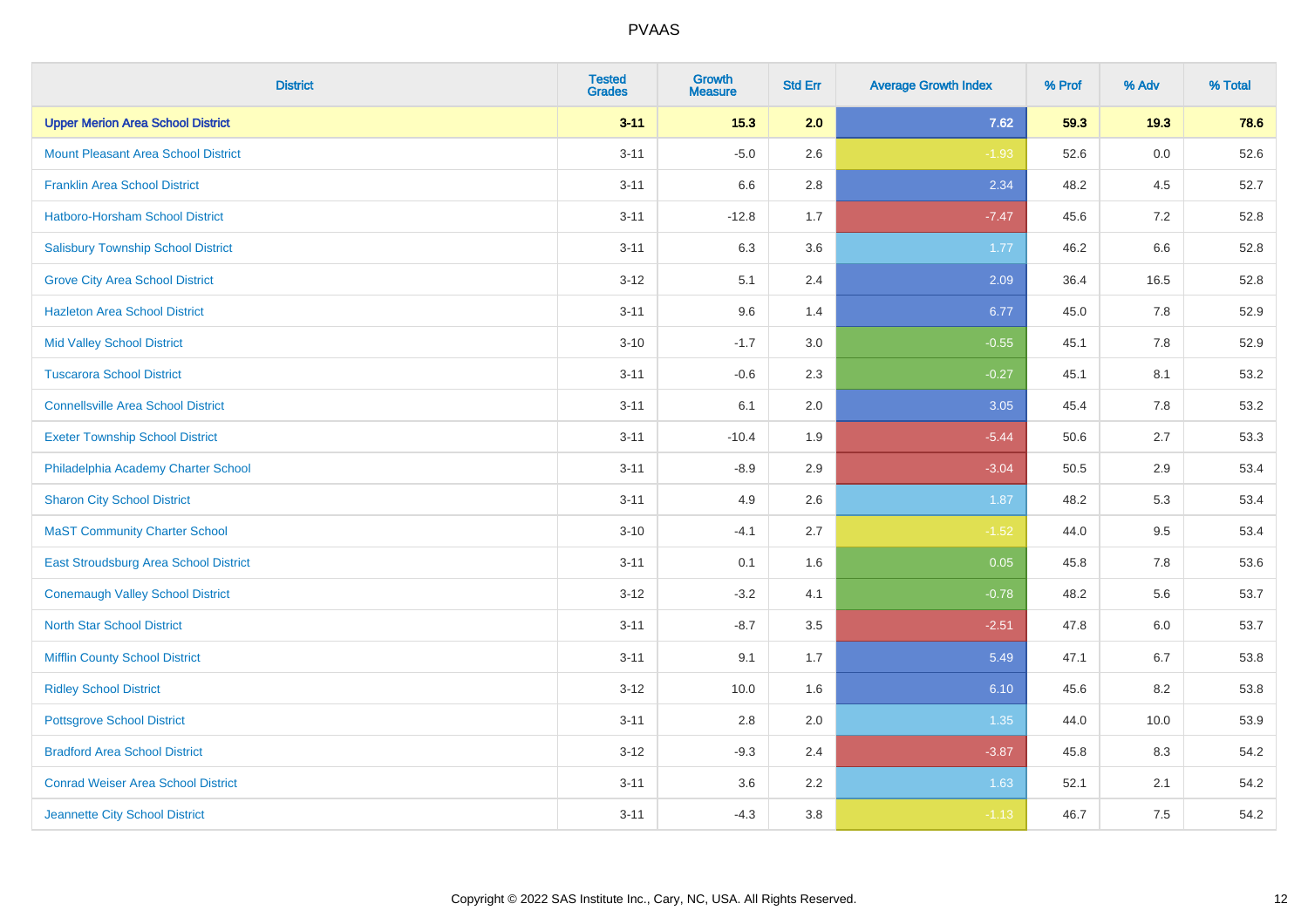# PVAAS

| District | Tested Grades | Growth Measure | Std Err | Average Growth Index | % Prof | % Adv | % Total |
|---|---|---|---|---|---|---|---|
| **Upper Merion Area School District** | **3-11** | **15.3** | **2.0** | **7.62** | **59.3** | **19.3** | **78.6** |
| Mount Pleasant Area School District | 3-11 | -5.0 | 2.6 | -1.93 | 52.6 | 0.0 | 52.6 |
| Franklin Area School District | 3-11 | 6.6 | 2.8 | 2.34 | 48.2 | 4.5 | 52.7 |
| Hatboro-Horsham School District | 3-11 | -12.8 | 1.7 | -7.47 | 45.6 | 7.2 | 52.8 |
| Salisbury Township School District | 3-11 | 6.3 | 3.6 | 1.77 | 46.2 | 6.6 | 52.8 |
| Grove City Area School District | 3-12 | 5.1 | 2.4 | 2.09 | 36.4 | 16.5 | 52.8 |
| Hazleton Area School District | 3-11 | 9.6 | 1.4 | 6.77 | 45.0 | 7.8 | 52.9 |
| Mid Valley School District | 3-10 | -1.7 | 3.0 | -0.55 | 45.1 | 7.8 | 52.9 |
| Tuscarora School District | 3-11 | -0.6 | 2.3 | -0.27 | 45.1 | 8.1 | 53.2 |
| Connellsville Area School District | 3-11 | 6.1 | 2.0 | 3.05 | 45.4 | 7.8 | 53.2 |
| Exeter Township School District | 3-11 | -10.4 | 1.9 | -5.44 | 50.6 | 2.7 | 53.3 |
| Philadelphia Academy Charter School | 3-11 | -8.9 | 2.9 | -3.04 | 50.5 | 2.9 | 53.4 |
| Sharon City School District | 3-11 | 4.9 | 2.6 | 1.87 | 48.2 | 5.3 | 53.4 |
| MaST Community Charter School | 3-10 | -4.1 | 2.7 | -1.52 | 44.0 | 9.5 | 53.4 |
| East Stroudsburg Area School District | 3-11 | 0.1 | 1.6 | 0.05 | 45.8 | 7.8 | 53.6 |
| Conemaugh Valley School District | 3-12 | -3.2 | 4.1 | -0.78 | 48.2 | 5.6 | 53.7 |
| North Star School District | 3-11 | -8.7 | 3.5 | -2.51 | 47.8 | 6.0 | 53.7 |
| Mifflin County School District | 3-11 | 9.1 | 1.7 | 5.49 | 47.1 | 6.7 | 53.8 |
| Ridley School District | 3-12 | 10.0 | 1.6 | 6.10 | 45.6 | 8.2 | 53.8 |
| Pottsgrove School District | 3-11 | 2.8 | 2.0 | 1.35 | 44.0 | 10.0 | 53.9 |
| Bradford Area School District | 3-12 | -9.3 | 2.4 | -3.87 | 45.8 | 8.3 | 54.2 |
| Conrad Weiser Area School District | 3-11 | 3.6 | 2.2 | 1.63 | 52.1 | 2.1 | 54.2 |
| Jeannette City School District | 3-11 | -4.3 | 3.8 | -1.13 | 46.7 | 7.5 | 54.2 |

Copyright © 2022 SAS Institute Inc., Cary, NC, USA. All Rights Reserved.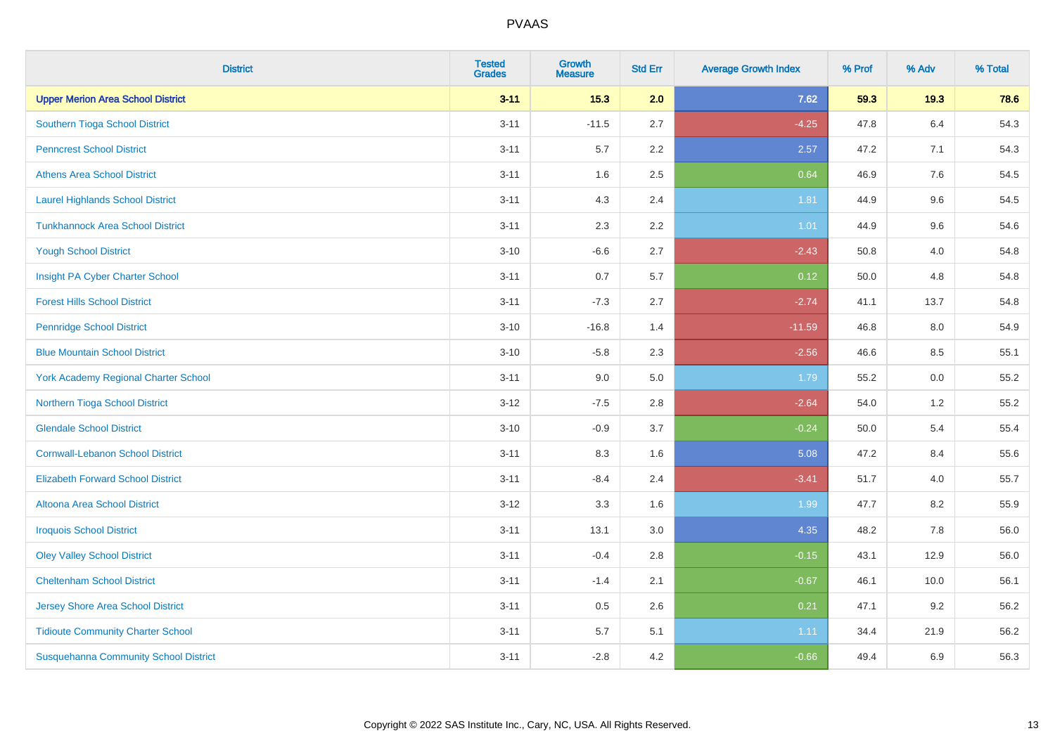| District | Tested Grades | Growth Measure | Std Err | Average Growth Index | % Prof | % Adv | % Total |
|---|---|---|---|---|---|---|---|
| **Upper Merion Area School District** | **3-11** | **15.3** | **2.0** | **7.62** | **59.3** | **19.3** | **78.6** |
| Southern Tioga School District | 3-11 | -11.5 | 2.7 | -4.25 | 47.8 | 6.4 | 54.3 |
| Penncrest School District | 3-11 | 5.7 | 2.2 | 2.57 | 47.2 | 7.1 | 54.3 |
| Athens Area School District | 3-11 | 1.6 | 2.5 | 0.64 | 46.9 | 7.6 | 54.5 |
| Laurel Highlands School District | 3-11 | 4.3 | 2.4 | 1.81 | 44.9 | 9.6 | 54.5 |
| Tunkhannock Area School District | 3-11 | 2.3 | 2.2 | 1.01 | 44.9 | 9.6 | 54.6 |
| Yough School District | 3-10 | -6.6 | 2.7 | -2.43 | 50.8 | 4.0 | 54.8 |
| Insight PA Cyber Charter School | 3-11 | 0.7 | 5.7 | 0.12 | 50.0 | 4.8 | 54.8 |
| Forest Hills School District | 3-11 | -7.3 | 2.7 | -2.74 | 41.1 | 13.7 | 54.8 |
| Pennridge School District | 3-10 | -16.8 | 1.4 | -11.59 | 46.8 | 8.0 | 54.9 |
| Blue Mountain School District | 3-10 | -5.8 | 2.3 | -2.56 | 46.6 | 8.5 | 55.1 |
| York Academy Regional Charter School | 3-11 | 9.0 | 5.0 | 1.79 | 55.2 | 0.0 | 55.2 |
| Northern Tioga School District | 3-12 | -7.5 | 2.8 | -2.64 | 54.0 | 1.2 | 55.2 |
| Glendale School District | 3-10 | -0.9 | 3.7 | -0.24 | 50.0 | 5.4 | 55.4 |
| Cornwall-Lebanon School District | 3-11 | 8.3 | 1.6 | 5.08 | 47.2 | 8.4 | 55.6 |
| Elizabeth Forward School District | 3-11 | -8.4 | 2.4 | -3.41 | 51.7 | 4.0 | 55.7 |
| Altoona Area School District | 3-12 | 3.3 | 1.6 | 1.99 | 47.7 | 8.2 | 55.9 |
| Iroquois School District | 3-11 | 13.1 | 3.0 | 4.35 | 48.2 | 7.8 | 56.0 |
| Oley Valley School District | 3-11 | -0.4 | 2.8 | -0.15 | 43.1 | 12.9 | 56.0 |
| Cheltenham School District | 3-11 | -1.4 | 2.1 | -0.67 | 46.1 | 10.0 | 56.1 |
| Jersey Shore Area School District | 3-11 | 0.5 | 2.6 | 0.21 | 47.1 | 9.2 | 56.2 |
| Tidioute Community Charter School | 3-11 | 5.7 | 5.1 | 1.11 | 34.4 | 21.9 | 56.2 |
| Susquehanna Community School District | 3-11 | -2.8 | 4.2 | -0.66 | 49.4 | 6.9 | 56.3 |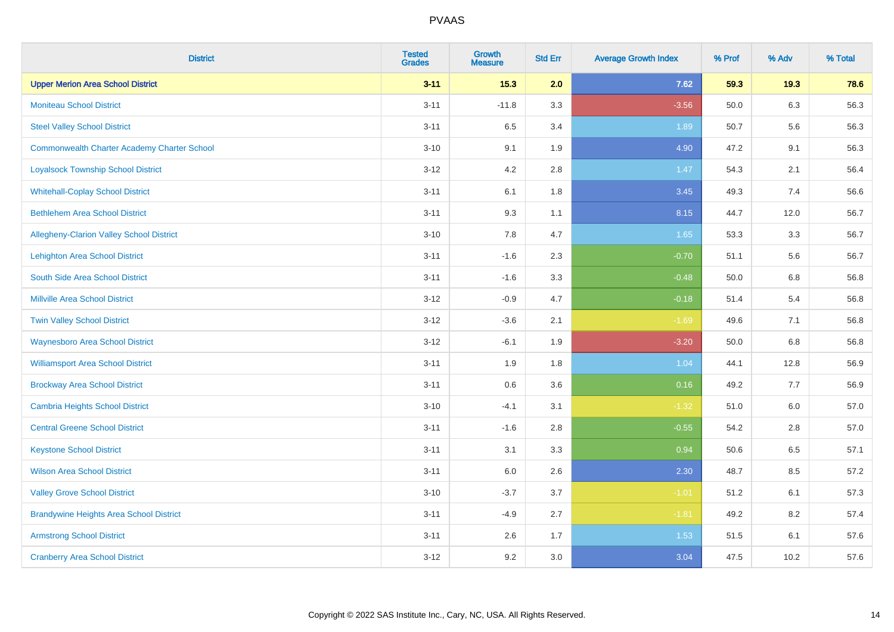| District | Tested Grades | Growth Measure | Std Err | Average Growth Index | % Prof | % Adv | % Total |
|---|---|---|---|---|---|---|---|
| **Upper Merion Area School District** | **3-11** | **15.3** | **2.0** | **7.62** | **59.3** | **19.3** | **78.6** |
| Moniteau School District | 3-11 | -11.8 | 3.3 | -3.56 | 50.0 | 6.3 | 56.3 |
| Steel Valley School District | 3-11 | 6.5 | 3.4 | 1.89 | 50.7 | 5.6 | 56.3 |
| Commonwealth Charter Academy Charter School | 3-10 | 9.1 | 1.9 | 4.90 | 47.2 | 9.1 | 56.3 |
| Loyalsock Township School District | 3-12 | 4.2 | 2.8 | 1.47 | 54.3 | 2.1 | 56.4 |
| Whitehall-Coplay School District | 3-11 | 6.1 | 1.8 | 3.45 | 49.3 | 7.4 | 56.6 |
| Bethlehem Area School District | 3-11 | 9.3 | 1.1 | 8.15 | 44.7 | 12.0 | 56.7 |
| Allegheny-Clarion Valley School District | 3-10 | 7.8 | 4.7 | 1.65 | 53.3 | 3.3 | 56.7 |
| Lehighton Area School District | 3-11 | -1.6 | 2.3 | -0.70 | 51.1 | 5.6 | 56.7 |
| South Side Area School District | 3-11 | -1.6 | 3.3 | -0.48 | 50.0 | 6.8 | 56.8 |
| Millville Area School District | 3-12 | -0.9 | 4.7 | -0.18 | 51.4 | 5.4 | 56.8 |
| Twin Valley School District | 3-12 | -3.6 | 2.1 | -1.69 | 49.6 | 7.1 | 56.8 |
| Waynesboro Area School District | 3-12 | -6.1 | 1.9 | -3.20 | 50.0 | 6.8 | 56.8 |
| Williamsport Area School District | 3-11 | 1.9 | 1.8 | 1.04 | 44.1 | 12.8 | 56.9 |
| Brockway Area School District | 3-11 | 0.6 | 3.6 | 0.16 | 49.2 | 7.7 | 56.9 |
| Cambria Heights School District | 3-10 | -4.1 | 3.1 | -1.32 | 51.0 | 6.0 | 57.0 |
| Central Greene School District | 3-11 | -1.6 | 2.8 | -0.55 | 54.2 | 2.8 | 57.0 |
| Keystone School District | 3-11 | 3.1 | 3.3 | 0.94 | 50.6 | 6.5 | 57.1 |
| Wilson Area School District | 3-11 | 6.0 | 2.6 | 2.30 | 48.7 | 8.5 | 57.2 |
| Valley Grove School District | 3-10 | -3.7 | 3.7 | -1.01 | 51.2 | 6.1 | 57.3 |
| Brandywine Heights Area School District | 3-11 | -4.9 | 2.7 | -1.81 | 49.2 | 8.2 | 57.4 |
| Armstrong School District | 3-11 | 2.6 | 1.7 | 1.53 | 51.5 | 6.1 | 57.6 |
| Cranberry Area School District | 3-12 | 9.2 | 3.0 | 3.04 | 47.5 | 10.2 | 57.6 |

Copyright © 2022 SAS Institute Inc., Cary, NC, USA. All Rights Reserved.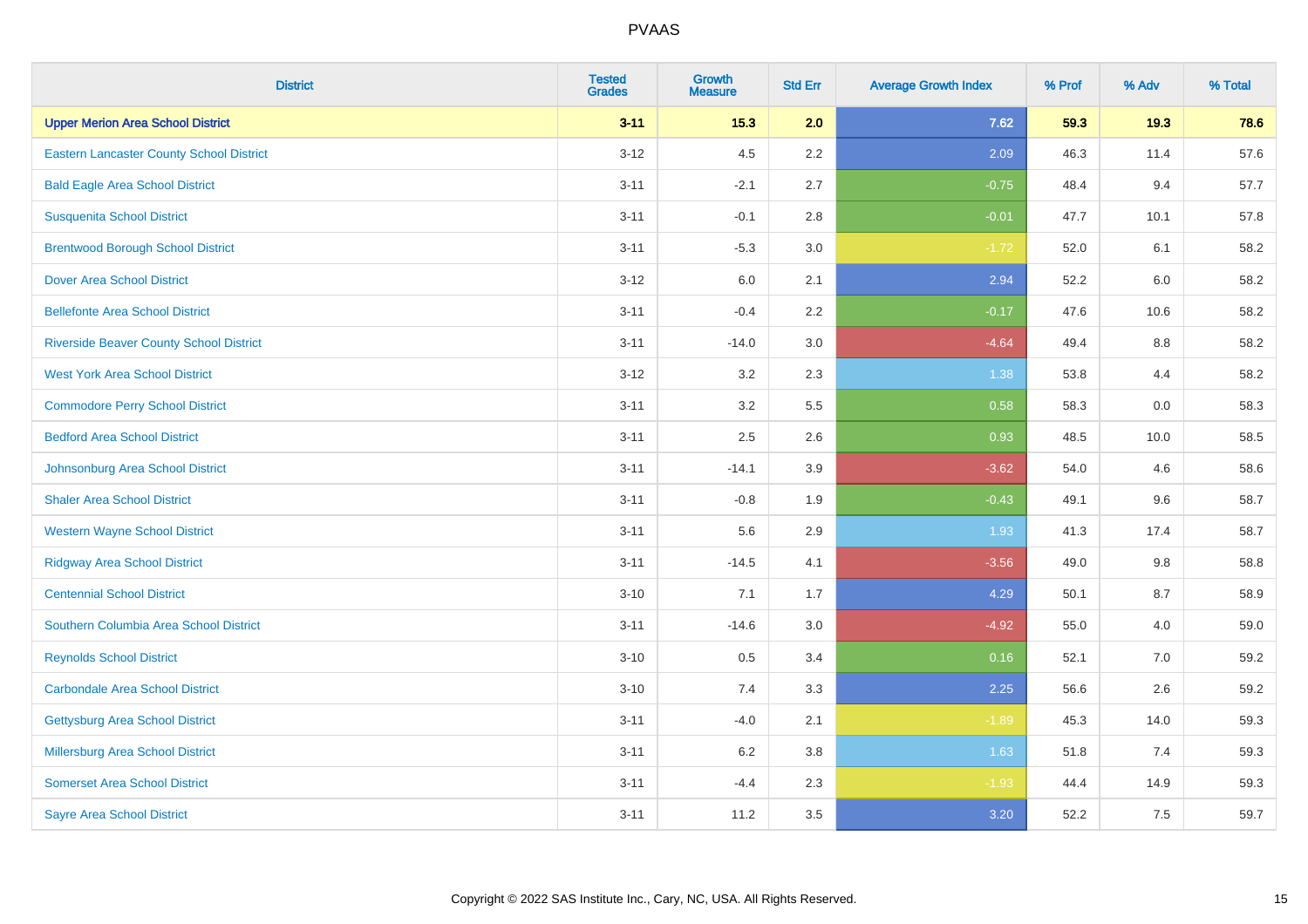| District | Tested Grades | Growth Measure | Std Err | Average Growth Index | % Prof | % Adv | % Total |
|---|---|---|---|---|---|---|---|
| **Upper Merion Area School District** | **3-11** | **15.3** | **2.0** | **7.62** | **59.3** | **19.3** | **78.6** |
| Eastern Lancaster County School District | 3-12 | 4.5 | 2.2 | 2.09 | 46.3 | 11.4 | 57.6 |
| Bald Eagle Area School District | 3-11 | -2.1 | 2.7 | -0.75 | 48.4 | 9.4 | 57.7 |
| Susquenita School District | 3-11 | -0.1 | 2.8 | -0.01 | 47.7 | 10.1 | 57.8 |
| Brentwood Borough School District | 3-11 | -5.3 | 3.0 | -1.72 | 52.0 | 6.1 | 58.2 |
| Dover Area School District | 3-12 | 6.0 | 2.1 | 2.94 | 52.2 | 6.0 | 58.2 |
| Bellefonte Area School District | 3-11 | -0.4 | 2.2 | -0.17 | 47.6 | 10.6 | 58.2 |
| Riverside Beaver County School District | 3-11 | -14.0 | 3.0 | -4.64 | 49.4 | 8.8 | 58.2 |
| West York Area School District | 3-12 | 3.2 | 2.3 | 1.38 | 53.8 | 4.4 | 58.2 |
| Commodore Perry School District | 3-11 | 3.2 | 5.5 | 0.58 | 58.3 | 0.0 | 58.3 |
| Bedford Area School District | 3-11 | 2.5 | 2.6 | 0.93 | 48.5 | 10.0 | 58.5 |
| Johnsonburg Area School District | 3-11 | -14.1 | 3.9 | -3.62 | 54.0 | 4.6 | 58.6 |
| Shaler Area School District | 3-11 | -0.8 | 1.9 | -0.43 | 49.1 | 9.6 | 58.7 |
| Western Wayne School District | 3-11 | 5.6 | 2.9 | 1.93 | 41.3 | 17.4 | 58.7 |
| Ridgway Area School District | 3-11 | -14.5 | 4.1 | -3.56 | 49.0 | 9.8 | 58.8 |
| Centennial School District | 3-10 | 7.1 | 1.7 | 4.29 | 50.1 | 8.7 | 58.9 |
| Southern Columbia Area School District | 3-11 | -14.6 | 3.0 | -4.92 | 55.0 | 4.0 | 59.0 |
| Reynolds School District | 3-10 | 0.5 | 3.4 | 0.16 | 52.1 | 7.0 | 59.2 |
| Carbondale Area School District | 3-10 | 7.4 | 3.3 | 2.25 | 56.6 | 2.6 | 59.2 |
| Gettysburg Area School District | 3-11 | -4.0 | 2.1 | -1.89 | 45.3 | 14.0 | 59.3 |
| Millersburg Area School District | 3-11 | 6.2 | 3.8 | 1.63 | 51.8 | 7.4 | 59.3 |
| Somerset Area School District | 3-11 | -4.4 | 2.3 | -1.93 | 44.4 | 14.9 | 59.3 |
| Sayre Area School District | 3-11 | 11.2 | 3.5 | 3.20 | 52.2 | 7.5 | 59.7 |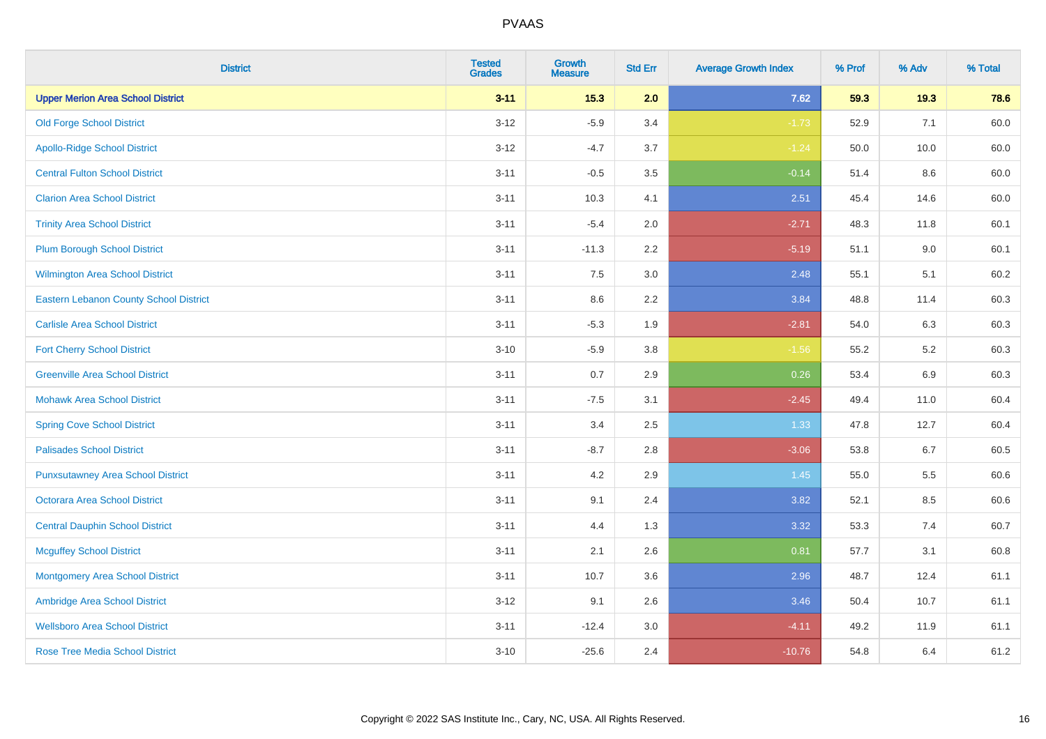| District | Tested Grades | Growth Measure | Std Err | Average Growth Index | % Prof | % Adv | % Total |
|---|---|---|---|---|---|---|---|
| **Upper Merion Area School District** | **3-11** | **15.3** | **2.0** | **7.62** | **59.3** | **19.3** | **78.6** |
| Old Forge School District | 3-12 | -5.9 | 3.4 | -1.73 | 52.9 | 7.1 | 60.0 |
| Apollo-Ridge School District | 3-12 | -4.7 | 3.7 | -1.24 | 50.0 | 10.0 | 60.0 |
| Central Fulton School District | 3-11 | -0.5 | 3.5 | -0.14 | 51.4 | 8.6 | 60.0 |
| Clarion Area School District | 3-11 | 10.3 | 4.1 | 2.51 | 45.4 | 14.6 | 60.0 |
| Trinity Area School District | 3-11 | -5.4 | 2.0 | -2.71 | 48.3 | 11.8 | 60.1 |
| Plum Borough School District | 3-11 | -11.3 | 2.2 | -5.19 | 51.1 | 9.0 | 60.1 |
| Wilmington Area School District | 3-11 | 7.5 | 3.0 | 2.48 | 55.1 | 5.1 | 60.2 |
| Eastern Lebanon County School District | 3-11 | 8.6 | 2.2 | 3.84 | 48.8 | 11.4 | 60.3 |
| Carlisle Area School District | 3-11 | -5.3 | 1.9 | -2.81 | 54.0 | 6.3 | 60.3 |
| Fort Cherry School District | 3-10 | -5.9 | 3.8 | -1.56 | 55.2 | 5.2 | 60.3 |
| Greenville Area School District | 3-11 | 0.7 | 2.9 | 0.26 | 53.4 | 6.9 | 60.3 |
| Mohawk Area School District | 3-11 | -7.5 | 3.1 | -2.45 | 49.4 | 11.0 | 60.4 |
| Spring Cove School District | 3-11 | 3.4 | 2.5 | 1.33 | 47.8 | 12.7 | 60.4 |
| Palisades School District | 3-11 | -8.7 | 2.8 | -3.06 | 53.8 | 6.7 | 60.5 |
| Punxsutawney Area School District | 3-11 | 4.2 | 2.9 | 1.45 | 55.0 | 5.5 | 60.6 |
| Octorara Area School District | 3-11 | 9.1 | 2.4 | 3.82 | 52.1 | 8.5 | 60.6 |
| Central Dauphin School District | 3-11 | 4.4 | 1.3 | 3.32 | 53.3 | 7.4 | 60.7 |
| Mcguffey School District | 3-11 | 2.1 | 2.6 | 0.81 | 57.7 | 3.1 | 60.8 |
| Montgomery Area School District | 3-11 | 10.7 | 3.6 | 2.96 | 48.7 | 12.4 | 61.1 |
| Ambridge Area School District | 3-12 | 9.1 | 2.6 | 3.46 | 50.4 | 10.7 | 61.1 |
| Wellsboro Area School District | 3-11 | -12.4 | 3.0 | -4.11 | 49.2 | 11.9 | 61.1 |
| Rose Tree Media School District | 3-10 | -25.6 | 2.4 | -10.76 | 54.8 | 6.4 | 61.2 |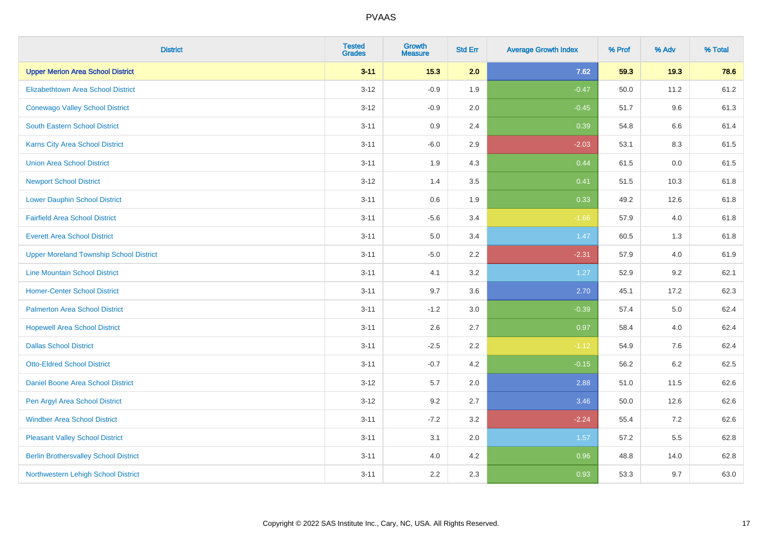# PVAAS

| District | Tested Grades | Growth Measure | Std Err | Average Growth Index | % Prof | % Adv | % Total |
|---|---|---|---|---|---|---|---|
| **Upper Merion Area School District** | **3-11** | **15.3** | **2.0** | **7.62** | **59.3** | **19.3** | **78.6** |
| Elizabethtown Area School District | 3-12 | -0.9 | 1.9 | -0.47 | 50.0 | 11.2 | 61.2 |
| Conewago Valley School District | 3-12 | -0.9 | 2.0 | -0.45 | 51.7 | 9.6 | 61.3 |
| South Eastern School District | 3-11 | 0.9 | 2.4 | 0.39 | 54.8 | 6.6 | 61.4 |
| Karns City Area School District | 3-11 | -6.0 | 2.9 | -2.03 | 53.1 | 8.3 | 61.5 |
| Union Area School District | 3-11 | 1.9 | 4.3 | 0.44 | 61.5 | 0.0 | 61.5 |
| Newport School District | 3-12 | 1.4 | 3.5 | 0.41 | 51.5 | 10.3 | 61.8 |
| Lower Dauphin School District | 3-11 | 0.6 | 1.9 | 0.33 | 49.2 | 12.6 | 61.8 |
| Fairfield Area School District | 3-11 | -5.6 | 3.4 | -1.66 | 57.9 | 4.0 | 61.8 |
| Everett Area School District | 3-11 | 5.0 | 3.4 | 1.47 | 60.5 | 1.3 | 61.8 |
| Upper Moreland Township School District | 3-11 | -5.0 | 2.2 | -2.31 | 57.9 | 4.0 | 61.9 |
| Line Mountain School District | 3-11 | 4.1 | 3.2 | 1.27 | 52.9 | 9.2 | 62.1 |
| Homer-Center School District | 3-11 | 9.7 | 3.6 | 2.70 | 45.1 | 17.2 | 62.3 |
| Palmerton Area School District | 3-11 | -1.2 | 3.0 | -0.39 | 57.4 | 5.0 | 62.4 |
| Hopewell Area School District | 3-11 | 2.6 | 2.7 | 0.97 | 58.4 | 4.0 | 62.4 |
| Dallas School District | 3-11 | -2.5 | 2.2 | -1.12 | 54.9 | 7.6 | 62.4 |
| Otto-Eldred School District | 3-11 | -0.7 | 4.2 | -0.15 | 56.2 | 6.2 | 62.5 |
| Daniel Boone Area School District | 3-12 | 5.7 | 2.0 | 2.88 | 51.0 | 11.5 | 62.6 |
| Pen Argyl Area School District | 3-12 | 9.2 | 2.7 | 3.46 | 50.0 | 12.6 | 62.6 |
| Windber Area School District | 3-11 | -7.2 | 3.2 | -2.24 | 55.4 | 7.2 | 62.6 |
| Pleasant Valley School District | 3-11 | 3.1 | 2.0 | 1.57 | 57.2 | 5.5 | 62.8 |
| Berlin Brothersvalley School District | 3-11 | 4.0 | 4.2 | 0.96 | 48.8 | 14.0 | 62.8 |
| Northwestern Lehigh School District | 3-11 | 2.2 | 2.3 | 0.93 | 53.3 | 9.7 | 63.0 |

Copyright © 2022 SAS Institute Inc., Cary, NC, USA. All Rights Reserved.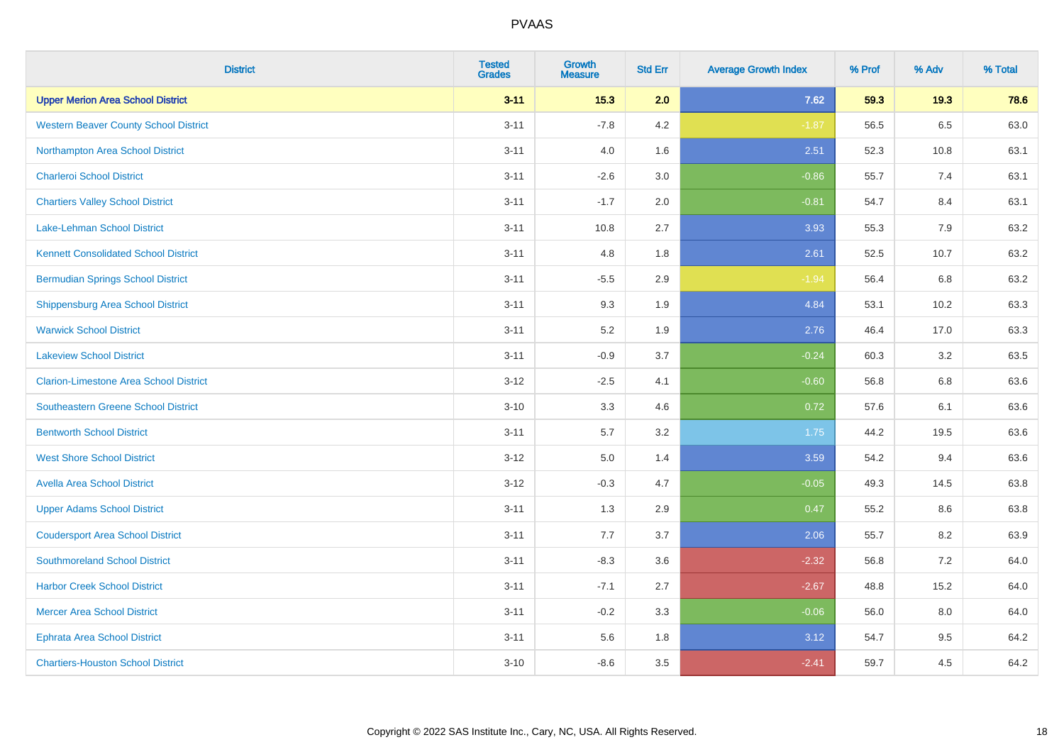| District | Tested Grades | Growth Measure | Std Err | Average Growth Index | % Prof | % Adv | % Total |
|---|---|---|---|---|---|---|---|
| **Upper Merion Area School District** | **3-11** | **15.3** | **2.0** | **7.62** | **59.3** | **19.3** | **78.6** |
| Western Beaver County School District | 3-11 | -7.8 | 4.2 | -1.87 | 56.5 | 6.5 | 63.0 |
| Northampton Area School District | 3-11 | 4.0 | 1.6 | 2.51 | 52.3 | 10.8 | 63.1 |
| Charleroi School District | 3-11 | -2.6 | 3.0 | -0.86 | 55.7 | 7.4 | 63.1 |
| Chartiers Valley School District | 3-11 | -1.7 | 2.0 | -0.81 | 54.7 | 8.4 | 63.1 |
| Lake-Lehman School District | 3-11 | 10.8 | 2.7 | 3.93 | 55.3 | 7.9 | 63.2 |
| Kennett Consolidated School District | 3-11 | 4.8 | 1.8 | 2.61 | 52.5 | 10.7 | 63.2 |
| Bermudian Springs School District | 3-11 | -5.5 | 2.9 | -1.94 | 56.4 | 6.8 | 63.2 |
| Shippensburg Area School District | 3-11 | 9.3 | 1.9 | 4.84 | 53.1 | 10.2 | 63.3 |
| Warwick School District | 3-11 | 5.2 | 1.9 | 2.76 | 46.4 | 17.0 | 63.3 |
| Lakeview School District | 3-11 | -0.9 | 3.7 | -0.24 | 60.3 | 3.2 | 63.5 |
| Clarion-Limestone Area School District | 3-12 | -2.5 | 4.1 | -0.60 | 56.8 | 6.8 | 63.6 |
| Southeastern Greene School District | 3-10 | 3.3 | 4.6 | 0.72 | 57.6 | 6.1 | 63.6 |
| Bentworth School District | 3-11 | 5.7 | 3.2 | 1.75 | 44.2 | 19.5 | 63.6 |
| West Shore School District | 3-12 | 5.0 | 1.4 | 3.59 | 54.2 | 9.4 | 63.6 |
| Avella Area School District | 3-12 | -0.3 | 4.7 | -0.05 | 49.3 | 14.5 | 63.8 |
| Upper Adams School District | 3-11 | 1.3 | 2.9 | 0.47 | 55.2 | 8.6 | 63.8 |
| Coudersport Area School District | 3-11 | 7.7 | 3.7 | 2.06 | 55.7 | 8.2 | 63.9 |
| Southmoreland School District | 3-11 | -8.3 | 3.6 | -2.32 | 56.8 | 7.2 | 64.0 |
| Harbor Creek School District | 3-11 | -7.1 | 2.7 | -2.67 | 48.8 | 15.2 | 64.0 |
| Mercer Area School District | 3-11 | -0.2 | 3.3 | -0.06 | 56.0 | 8.0 | 64.0 |
| Ephrata Area School District | 3-11 | 5.6 | 1.8 | 3.12 | 54.7 | 9.5 | 64.2 |
| Chartiers-Houston School District | 3-10 | -8.6 | 3.5 | -2.41 | 59.7 | 4.5 | 64.2 |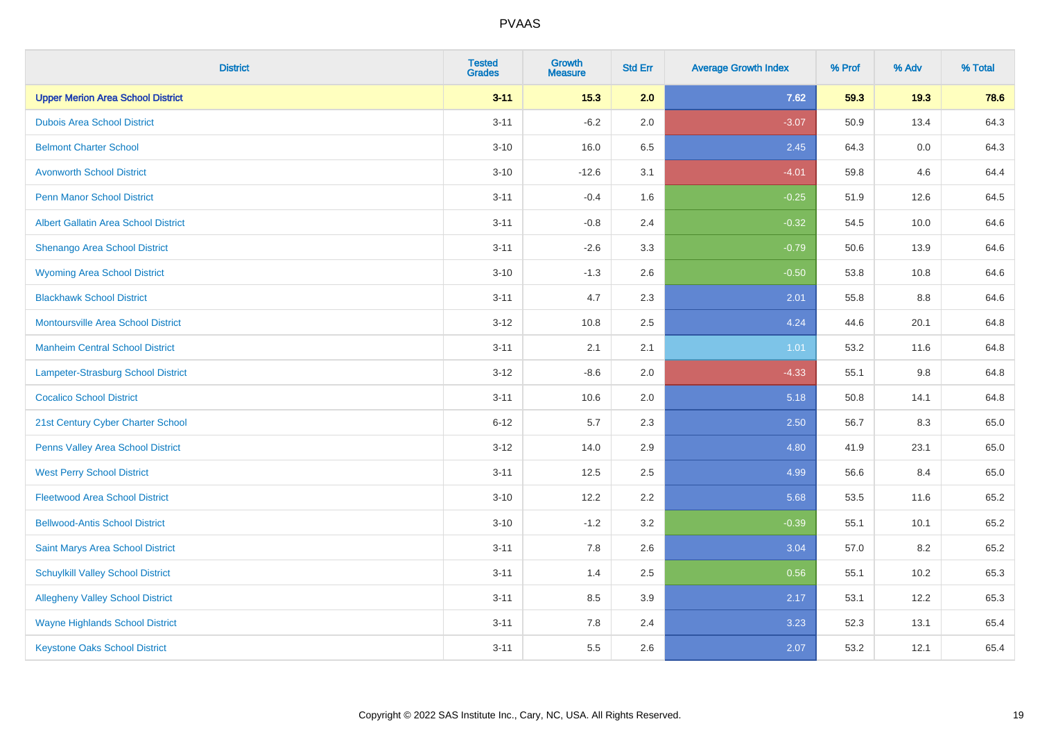# PVAAS

| District | Tested Grades | Growth Measure | Std Err | Average Growth Index | % Prof | % Adv | % Total |
|---|---|---|---|---|---|---|---|
| **Upper Merion Area School District** | **3-11** | **15.3** | **2.0** | **7.62** | **59.3** | **19.3** | **78.6** |
| Dubois Area School District | 3-11 | -6.2 | 2.0 | -3.07 | 50.9 | 13.4 | 64.3 |
| Belmont Charter School | 3-10 | 16.0 | 6.5 | 2.45 | 64.3 | 0.0 | 64.3 |
| Avonworth School District | 3-10 | -12.6 | 3.1 | -4.01 | 59.8 | 4.6 | 64.4 |
| Penn Manor School District | 3-11 | -0.4 | 1.6 | -0.25 | 51.9 | 12.6 | 64.5 |
| Albert Gallatin Area School District | 3-11 | -0.8 | 2.4 | -0.32 | 54.5 | 10.0 | 64.6 |
| Shenango Area School District | 3-11 | -2.6 | 3.3 | -0.79 | 50.6 | 13.9 | 64.6 |
| Wyoming Area School District | 3-10 | -1.3 | 2.6 | -0.50 | 53.8 | 10.8 | 64.6 |
| Blackhawk School District | 3-11 | 4.7 | 2.3 | 2.01 | 55.8 | 8.8 | 64.6 |
| Montoursville Area School District | 3-12 | 10.8 | 2.5 | 4.24 | 44.6 | 20.1 | 64.8 |
| Manheim Central School District | 3-11 | 2.1 | 2.1 | 1.01 | 53.2 | 11.6 | 64.8 |
| Lampeter-Strasburg School District | 3-12 | -8.6 | 2.0 | -4.33 | 55.1 | 9.8 | 64.8 |
| Cocalico School District | 3-11 | 10.6 | 2.0 | 5.18 | 50.8 | 14.1 | 64.8 |
| 21st Century Cyber Charter School | 6-12 | 5.7 | 2.3 | 2.50 | 56.7 | 8.3 | 65.0 |
| Penns Valley Area School District | 3-12 | 14.0 | 2.9 | 4.80 | 41.9 | 23.1 | 65.0 |
| West Perry School District | 3-11 | 12.5 | 2.5 | 4.99 | 56.6 | 8.4 | 65.0 |
| Fleetwood Area School District | 3-10 | 12.2 | 2.2 | 5.68 | 53.5 | 11.6 | 65.2 |
| Bellwood-Antis School District | 3-10 | -1.2 | 3.2 | -0.39 | 55.1 | 10.1 | 65.2 |
| Saint Marys Area School District | 3-11 | 7.8 | 2.6 | 3.04 | 57.0 | 8.2 | 65.2 |
| Schuylkill Valley School District | 3-11 | 1.4 | 2.5 | 0.56 | 55.1 | 10.2 | 65.3 |
| Allegheny Valley School District | 3-11 | 8.5 | 3.9 | 2.17 | 53.1 | 12.2 | 65.3 |
| Wayne Highlands School District | 3-11 | 7.8 | 2.4 | 3.23 | 52.3 | 13.1 | 65.4 |
| Keystone Oaks School District | 3-11 | 5.5 | 2.6 | 2.07 | 53.2 | 12.1 | 65.4 |

Copyright © 2022 SAS Institute Inc., Cary, NC, USA. All Rights Reserved.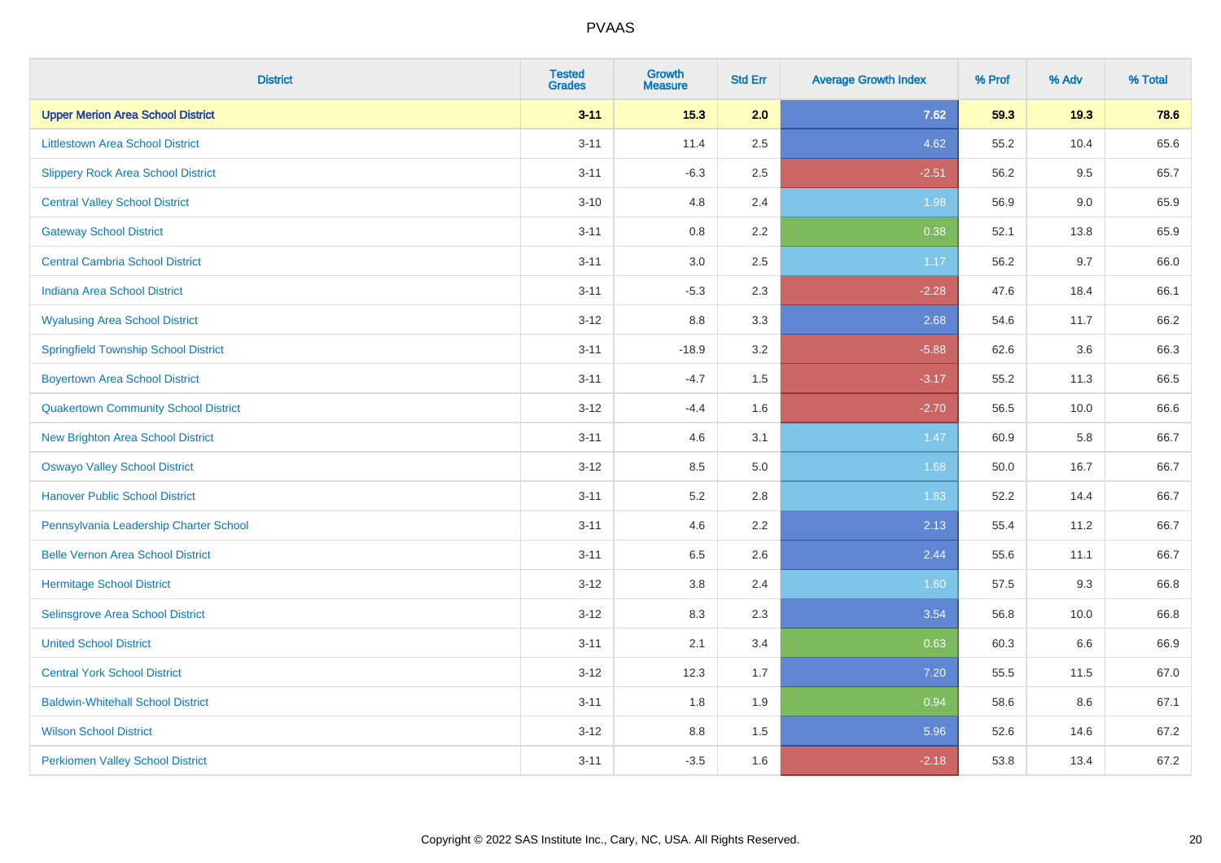| District | Tested Grades | Growth Measure | Std Err | Average Growth Index | % Prof | % Adv | % Total |
|---|---|---|---|---|---|---|---|
| **Upper Merion Area School District** | **3-11** | **15.3** | **2.0** | **7.62** | **59.3** | **19.3** | **78.6** |
| Littlestown Area School District | 3-11 | 11.4 | 2.5 | 4.62 | 55.2 | 10.4 | 65.6 |
| Slippery Rock Area School District | 3-11 | -6.3 | 2.5 | -2.51 | 56.2 | 9.5 | 65.7 |
| Central Valley School District | 3-10 | 4.8 | 2.4 | 1.98 | 56.9 | 9.0 | 65.9 |
| Gateway School District | 3-11 | 0.8 | 2.2 | 0.38 | 52.1 | 13.8 | 65.9 |
| Central Cambria School District | 3-11 | 3.0 | 2.5 | 1.17 | 56.2 | 9.7 | 66.0 |
| Indiana Area School District | 3-11 | -5.3 | 2.3 | -2.28 | 47.6 | 18.4 | 66.1 |
| Wyalusing Area School District | 3-12 | 8.8 | 3.3 | 2.68 | 54.6 | 11.7 | 66.2 |
| Springfield Township School District | 3-11 | -18.9 | 3.2 | -5.88 | 62.6 | 3.6 | 66.3 |
| Boyertown Area School District | 3-11 | -4.7 | 1.5 | -3.17 | 55.2 | 11.3 | 66.5 |
| Quakertown Community School District | 3-12 | -4.4 | 1.6 | -2.70 | 56.5 | 10.0 | 66.6 |
| New Brighton Area School District | 3-11 | 4.6 | 3.1 | 1.47 | 60.9 | 5.8 | 66.7 |
| Oswayo Valley School District | 3-12 | 8.5 | 5.0 | 1.68 | 50.0 | 16.7 | 66.7 |
| Hanover Public School District | 3-11 | 5.2 | 2.8 | 1.83 | 52.2 | 14.4 | 66.7 |
| Pennsylvania Leadership Charter School | 3-11 | 4.6 | 2.2 | 2.13 | 55.4 | 11.2 | 66.7 |
| Belle Vernon Area School District | 3-11 | 6.5 | 2.6 | 2.44 | 55.6 | 11.1 | 66.7 |
| Hermitage School District | 3-12 | 3.8 | 2.4 | 1.60 | 57.5 | 9.3 | 66.8 |
| Selinsgrove Area School District | 3-12 | 8.3 | 2.3 | 3.54 | 56.8 | 10.0 | 66.8 |
| United School District | 3-11 | 2.1 | 3.4 | 0.63 | 60.3 | 6.6 | 66.9 |
| Central York School District | 3-12 | 12.3 | 1.7 | 7.20 | 55.5 | 11.5 | 67.0 |
| Baldwin-Whitehall School District | 3-11 | 1.8 | 1.9 | 0.94 | 58.6 | 8.6 | 67.1 |
| Wilson School District | 3-12 | 8.8 | 1.5 | 5.96 | 52.6 | 14.6 | 67.2 |
| Perkiomen Valley School District | 3-11 | -3.5 | 1.6 | -2.18 | 53.8 | 13.4 | 67.2 |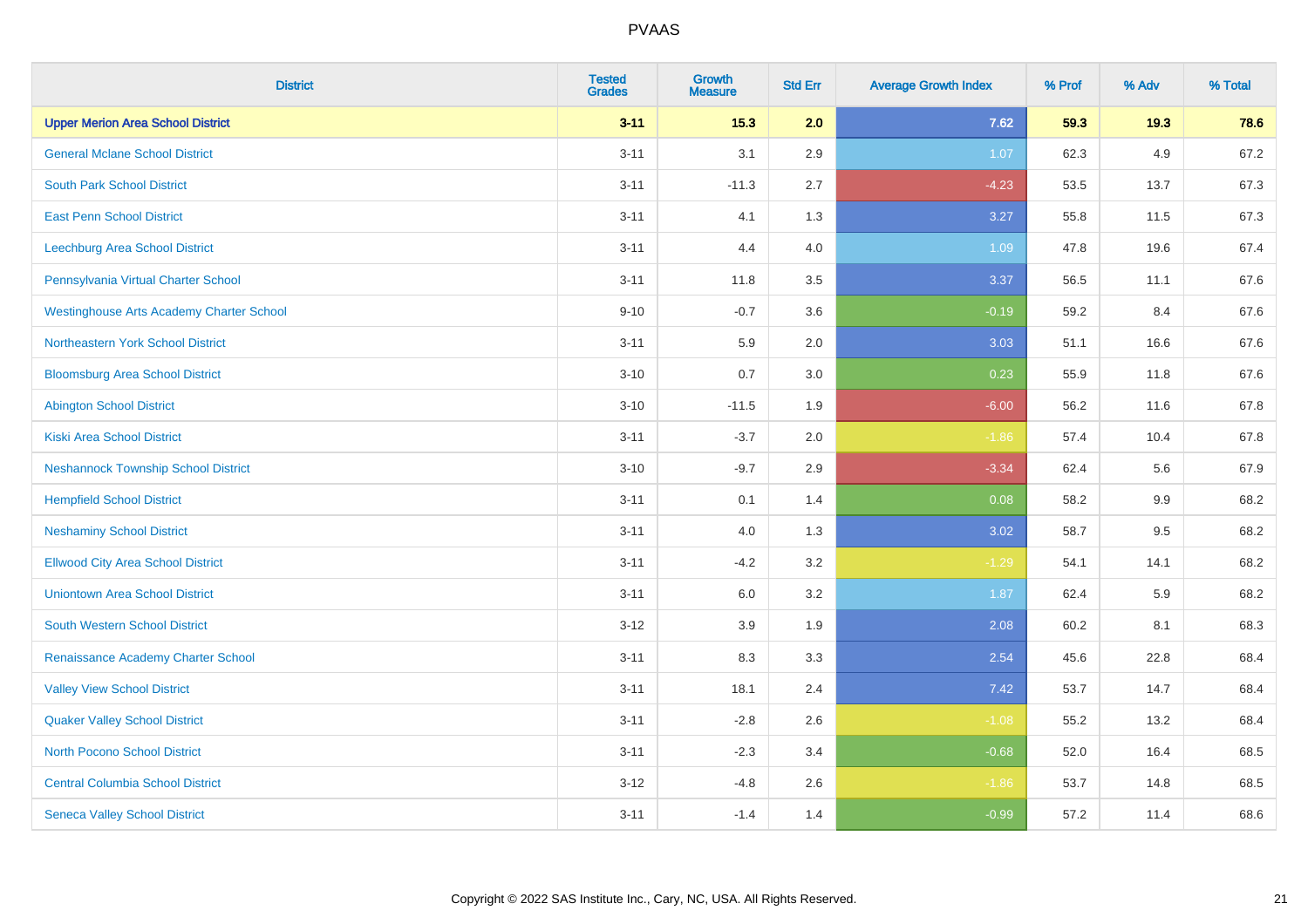# PVAAS

| District | Tested Grades | Growth Measure | Std Err | Average Growth Index | % Prof | % Adv | % Total |
|---|---|---|---|---|---|---|---|
| **Upper Merion Area School District** | **3-11** | **15.3** | **2.0** | **7.62** | **59.3** | **19.3** | **78.6** |
| General Mclane School District | 3-11 | 3.1 | 2.9 | 1.07 | 62.3 | 4.9 | 67.2 |
| South Park School District | 3-11 | -11.3 | 2.7 | -4.23 | 53.5 | 13.7 | 67.3 |
| East Penn School District | 3-11 | 4.1 | 1.3 | 3.27 | 55.8 | 11.5 | 67.3 |
| Leechburg Area School District | 3-11 | 4.4 | 4.0 | 1.09 | 47.8 | 19.6 | 67.4 |
| Pennsylvania Virtual Charter School | 3-11 | 11.8 | 3.5 | 3.37 | 56.5 | 11.1 | 67.6 |
| Westinghouse Arts Academy Charter School | 9-10 | -0.7 | 3.6 | -0.19 | 59.2 | 8.4 | 67.6 |
| Northeastern York School District | 3-11 | 5.9 | 2.0 | 3.03 | 51.1 | 16.6 | 67.6 |
| Bloomsburg Area School District | 3-10 | 0.7 | 3.0 | 0.23 | 55.9 | 11.8 | 67.6 |
| Abington School District | 3-10 | -11.5 | 1.9 | -6.00 | 56.2 | 11.6 | 67.8 |
| Kiski Area School District | 3-11 | -3.7 | 2.0 | -1.86 | 57.4 | 10.4 | 67.8 |
| Neshannock Township School District | 3-10 | -9.7 | 2.9 | -3.34 | 62.4 | 5.6 | 67.9 |
| Hempfield School District | 3-11 | 0.1 | 1.4 | 0.08 | 58.2 | 9.9 | 68.2 |
| Neshaminy School District | 3-11 | 4.0 | 1.3 | 3.02 | 58.7 | 9.5 | 68.2 |
| Ellwood City Area School District | 3-11 | -4.2 | 3.2 | -1.29 | 54.1 | 14.1 | 68.2 |
| Uniontown Area School District | 3-11 | 6.0 | 3.2 | 1.87 | 62.4 | 5.9 | 68.2 |
| South Western School District | 3-12 | 3.9 | 1.9 | 2.08 | 60.2 | 8.1 | 68.3 |
| Renaissance Academy Charter School | 3-11 | 8.3 | 3.3 | 2.54 | 45.6 | 22.8 | 68.4 |
| Valley View School District | 3-11 | 18.1 | 2.4 | 7.42 | 53.7 | 14.7 | 68.4 |
| Quaker Valley School District | 3-11 | -2.8 | 2.6 | -1.08 | 55.2 | 13.2 | 68.4 |
| North Pocono School District | 3-11 | -2.3 | 3.4 | -0.68 | 52.0 | 16.4 | 68.5 |
| Central Columbia School District | 3-12 | -4.8 | 2.6 | -1.86 | 53.7 | 14.8 | 68.5 |
| Seneca Valley School District | 3-11 | -1.4 | 1.4 | -0.99 | 57.2 | 11.4 | 68.6 |

Copyright © 2022 SAS Institute Inc., Cary, NC, USA. All Rights Reserved.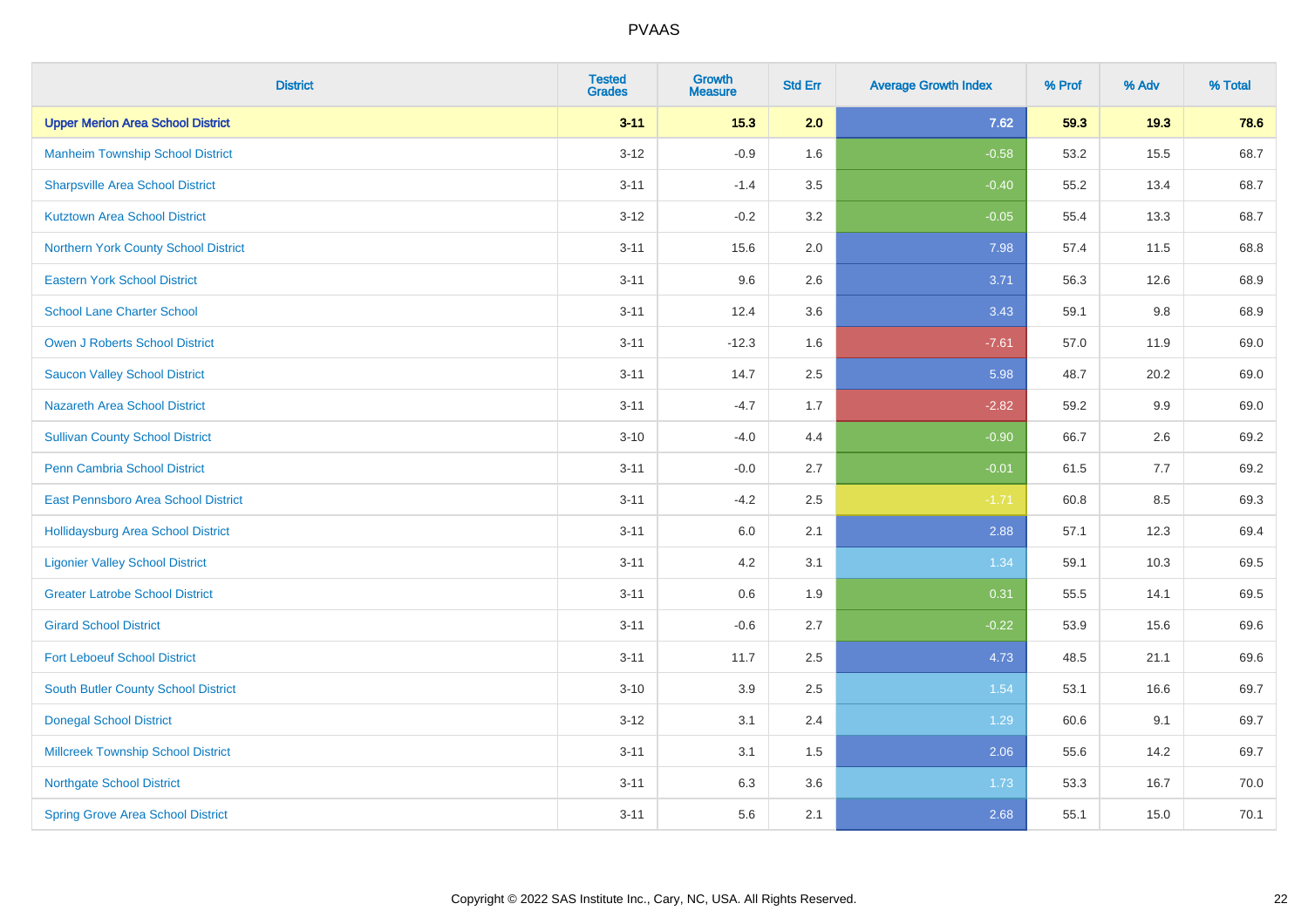| District | Tested Grades | Growth Measure | Std Err | Average Growth Index | % Prof | % Adv | % Total |
|---|---|---|---|---|---|---|---|
| **Upper Merion Area School District** | **3-11** | **15.3** | **2.0** | **7.62** | **59.3** | **19.3** | **78.6** |
| Manheim Township School District | 3-12 | -0.9 | 1.6 | -0.58 | 53.2 | 15.5 | 68.7 |
| Sharpsville Area School District | 3-11 | -1.4 | 3.5 | -0.40 | 55.2 | 13.4 | 68.7 |
| Kutztown Area School District | 3-12 | -0.2 | 3.2 | -0.05 | 55.4 | 13.3 | 68.7 |
| Northern York County School District | 3-11 | 15.6 | 2.0 | 7.98 | 57.4 | 11.5 | 68.8 |
| Eastern York School District | 3-11 | 9.6 | 2.6 | 3.71 | 56.3 | 12.6 | 68.9 |
| School Lane Charter School | 3-11 | 12.4 | 3.6 | 3.43 | 59.1 | 9.8 | 68.9 |
| Owen J Roberts School District | 3-11 | -12.3 | 1.6 | -7.61 | 57.0 | 11.9 | 69.0 |
| Saucon Valley School District | 3-11 | 14.7 | 2.5 | 5.98 | 48.7 | 20.2 | 69.0 |
| Nazareth Area School District | 3-11 | -4.7 | 1.7 | -2.82 | 59.2 | 9.9 | 69.0 |
| Sullivan County School District | 3-10 | -4.0 | 4.4 | -0.90 | 66.7 | 2.6 | 69.2 |
| Penn Cambria School District | 3-11 | -0.0 | 2.7 | -0.01 | 61.5 | 7.7 | 69.2 |
| East Pennsboro Area School District | 3-11 | -4.2 | 2.5 | -1.71 | 60.8 | 8.5 | 69.3 |
| Hollidaysburg Area School District | 3-11 | 6.0 | 2.1 | 2.88 | 57.1 | 12.3 | 69.4 |
| Ligonier Valley School District | 3-11 | 4.2 | 3.1 | 1.34 | 59.1 | 10.3 | 69.5 |
| Greater Latrobe School District | 3-11 | 0.6 | 1.9 | 0.31 | 55.5 | 14.1 | 69.5 |
| Girard School District | 3-11 | -0.6 | 2.7 | -0.22 | 53.9 | 15.6 | 69.6 |
| Fort Leboeuf School District | 3-11 | 11.7 | 2.5 | 4.73 | 48.5 | 21.1 | 69.6 |
| South Butler County School District | 3-10 | 3.9 | 2.5 | 1.54 | 53.1 | 16.6 | 69.7 |
| Donegal School District | 3-12 | 3.1 | 2.4 | 1.29 | 60.6 | 9.1 | 69.7 |
| Millcreek Township School District | 3-11 | 3.1 | 1.5 | 2.06 | 55.6 | 14.2 | 69.7 |
| Northgate School District | 3-11 | 6.3 | 3.6 | 1.73 | 53.3 | 16.7 | 70.0 |
| Spring Grove Area School District | 3-11 | 5.6 | 2.1 | 2.68 | 55.1 | 15.0 | 70.1 |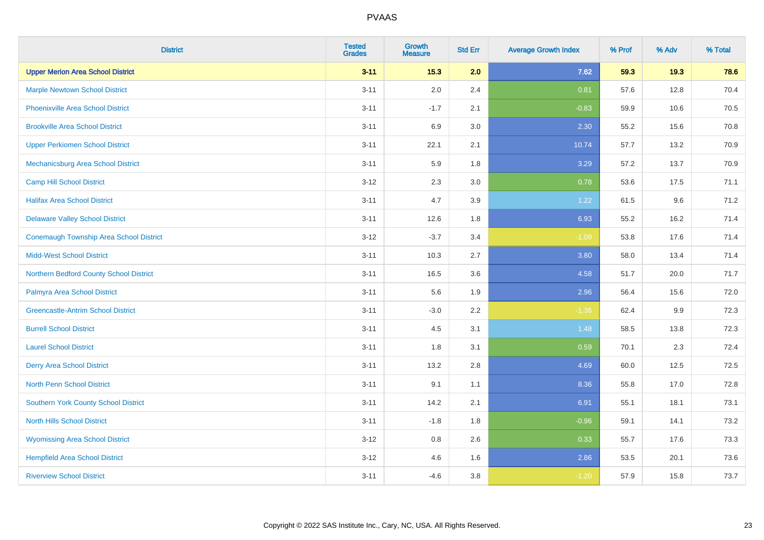| District | Tested Grades | Growth Measure | Std Err | Average Growth Index | % Prof | % Adv | % Total |
|---|---|---|---|---|---|---|---|
| **Upper Merion Area School District** | **3-11** | **15.3** | **2.0** | **7.62** | **59.3** | **19.3** | **78.6** |
| Marple Newtown School District | 3-11 | 2.0 | 2.4 | 0.81 | 57.6 | 12.8 | 70.4 |
| Phoenixville Area School District | 3-11 | -1.7 | 2.1 | -0.83 | 59.9 | 10.6 | 70.5 |
| Brookville Area School District | 3-11 | 6.9 | 3.0 | 2.30 | 55.2 | 15.6 | 70.8 |
| Upper Perkiomen School District | 3-11 | 22.1 | 2.1 | 10.74 | 57.7 | 13.2 | 70.9 |
| Mechanicsburg Area School District | 3-11 | 5.9 | 1.8 | 3.29 | 57.2 | 13.7 | 70.9 |
| Camp Hill School District | 3-12 | 2.3 | 3.0 | 0.78 | 53.6 | 17.5 | 71.1 |
| Halifax Area School District | 3-11 | 4.7 | 3.9 | 1.22 | 61.5 | 9.6 | 71.2 |
| Delaware Valley School District | 3-11 | 12.6 | 1.8 | 6.93 | 55.2 | 16.2 | 71.4 |
| Conemaugh Township Area School District | 3-12 | -3.7 | 3.4 | -1.09 | 53.8 | 17.6 | 71.4 |
| Midd-West School District | 3-11 | 10.3 | 2.7 | 3.80 | 58.0 | 13.4 | 71.4 |
| Northern Bedford County School District | 3-11 | 16.5 | 3.6 | 4.58 | 51.7 | 20.0 | 71.7 |
| Palmyra Area School District | 3-11 | 5.6 | 1.9 | 2.96 | 56.4 | 15.6 | 72.0 |
| Greencastle-Antrim School District | 3-11 | -3.0 | 2.2 | -1.36 | 62.4 | 9.9 | 72.3 |
| Burrell School District | 3-11 | 4.5 | 3.1 | 1.48 | 58.5 | 13.8 | 72.3 |
| Laurel School District | 3-11 | 1.8 | 3.1 | 0.59 | 70.1 | 2.3 | 72.4 |
| Derry Area School District | 3-11 | 13.2 | 2.8 | 4.69 | 60.0 | 12.5 | 72.5 |
| North Penn School District | 3-11 | 9.1 | 1.1 | 8.36 | 55.8 | 17.0 | 72.8 |
| Southern York County School District | 3-11 | 14.2 | 2.1 | 6.91 | 55.1 | 18.1 | 73.1 |
| North Hills School District | 3-11 | -1.8 | 1.8 | -0.96 | 59.1 | 14.1 | 73.2 |
| Wyomissing Area School District | 3-12 | 0.8 | 2.6 | 0.33 | 55.7 | 17.6 | 73.3 |
| Hempfield Area School District | 3-12 | 4.6 | 1.6 | 2.86 | 53.5 | 20.1 | 73.6 |
| Riverview School District | 3-11 | -4.6 | 3.8 | -1.20 | 57.9 | 15.8 | 73.7 |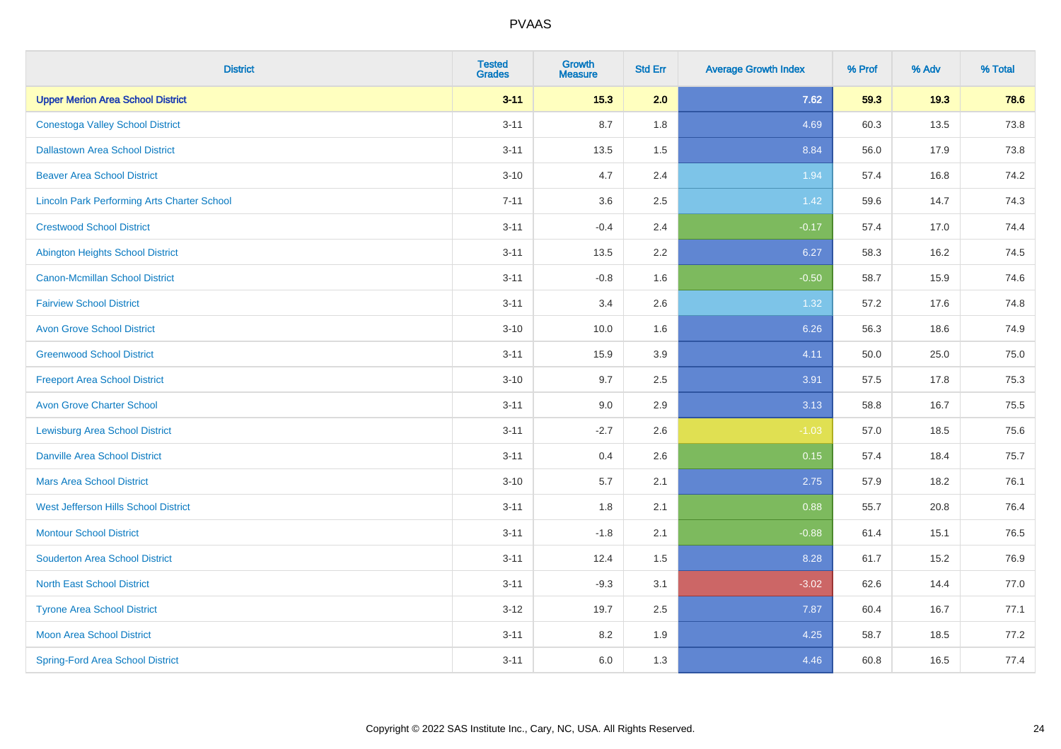| District | Tested Grades | Growth Measure | Std Err | Average Growth Index | % Prof | % Adv | % Total |
|---|---|---|---|---|---|---|---|
| **Upper Merion Area School District** | **3-11** | **15.3** | **2.0** | **7.62** | **59.3** | **19.3** | **78.6** |
| Conestoga Valley School District | 3-11 | 8.7 | 1.8 | 4.69 | 60.3 | 13.5 | 73.8 |
| Dallastown Area School District | 3-11 | 13.5 | 1.5 | 8.84 | 56.0 | 17.9 | 73.8 |
| Beaver Area School District | 3-10 | 4.7 | 2.4 | 1.94 | 57.4 | 16.8 | 74.2 |
| Lincoln Park Performing Arts Charter School | 7-11 | 3.6 | 2.5 | 1.42 | 59.6 | 14.7 | 74.3 |
| Crestwood School District | 3-11 | -0.4 | 2.4 | -0.17 | 57.4 | 17.0 | 74.4 |
| Abington Heights School District | 3-11 | 13.5 | 2.2 | 6.27 | 58.3 | 16.2 | 74.5 |
| Canon-Mcmillan School District | 3-11 | -0.8 | 1.6 | -0.50 | 58.7 | 15.9 | 74.6 |
| Fairview School District | 3-11 | 3.4 | 2.6 | 1.32 | 57.2 | 17.6 | 74.8 |
| Avon Grove School District | 3-10 | 10.0 | 1.6 | 6.26 | 56.3 | 18.6 | 74.9 |
| Greenwood School District | 3-11 | 15.9 | 3.9 | 4.11 | 50.0 | 25.0 | 75.0 |
| Freeport Area School District | 3-10 | 9.7 | 2.5 | 3.91 | 57.5 | 17.8 | 75.3 |
| Avon Grove Charter School | 3-11 | 9.0 | 2.9 | 3.13 | 58.8 | 16.7 | 75.5 |
| Lewisburg Area School District | 3-11 | -2.7 | 2.6 | -1.03 | 57.0 | 18.5 | 75.6 |
| Danville Area School District | 3-11 | 0.4 | 2.6 | 0.15 | 57.4 | 18.4 | 75.7 |
| Mars Area School District | 3-10 | 5.7 | 2.1 | 2.75 | 57.9 | 18.2 | 76.1 |
| West Jefferson Hills School District | 3-11 | 1.8 | 2.1 | 0.88 | 55.7 | 20.8 | 76.4 |
| Montour School District | 3-11 | -1.8 | 2.1 | -0.88 | 61.4 | 15.1 | 76.5 |
| Souderton Area School District | 3-11 | 12.4 | 1.5 | 8.28 | 61.7 | 15.2 | 76.9 |
| North East School District | 3-11 | -9.3 | 3.1 | -3.02 | 62.6 | 14.4 | 77.0 |
| Tyrone Area School District | 3-12 | 19.7 | 2.5 | 7.87 | 60.4 | 16.7 | 77.1 |
| Moon Area School District | 3-11 | 8.2 | 1.9 | 4.25 | 58.7 | 18.5 | 77.2 |
| Spring-Ford Area School District | 3-11 | 6.0 | 1.3 | 4.46 | 60.8 | 16.5 | 77.4 |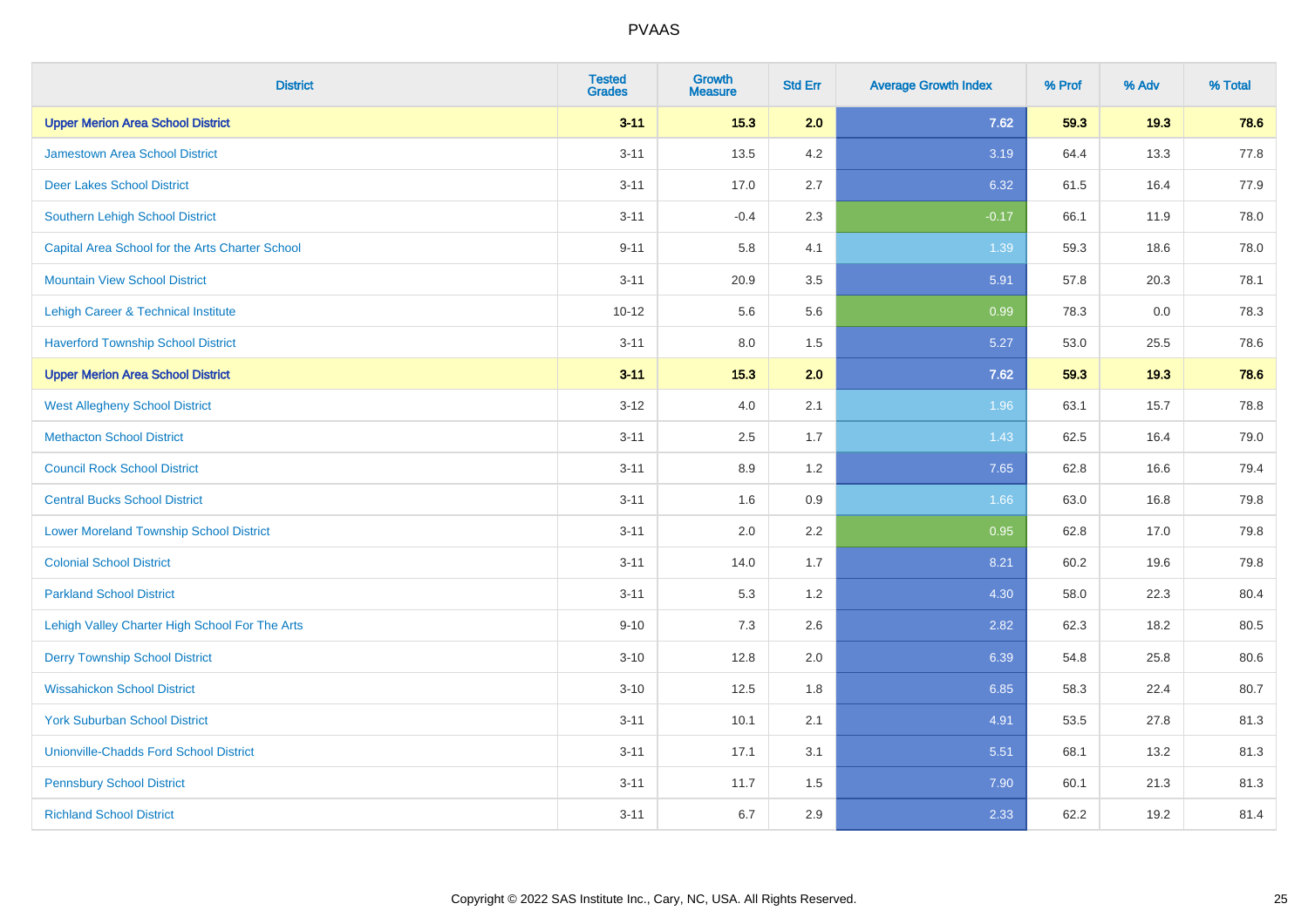# PVAAS

| District | Tested Grades | Growth Measure | Std Err | Average Growth Index | % Prof | % Adv | % Total |
|---|---|---|---|---|---|---|---|
| **Upper Merion Area School District** | **3-11** | **15.3** | **2.0** | **7.62** | **59.3** | **19.3** | **78.6** |
| Jamestown Area School District | 3-11 | 13.5 | 4.2 | 3.19 | 64.4 | 13.3 | 77.8 |
| Deer Lakes School District | 3-11 | 17.0 | 2.7 | 6.32 | 61.5 | 16.4 | 77.9 |
| Southern Lehigh School District | 3-11 | -0.4 | 2.3 | -0.17 | 66.1 | 11.9 | 78.0 |
| Capital Area School for the Arts Charter School | 9-11 | 5.8 | 4.1 | 1.39 | 59.3 | 18.6 | 78.0 |
| Mountain View School District | 3-11 | 20.9 | 3.5 | 5.91 | 57.8 | 20.3 | 78.1 |
| Lehigh Career & Technical Institute | 10-12 | 5.6 | 5.6 | 0.99 | 78.3 | 0.0 | 78.3 |
| Haverford Township School District | 3-11 | 8.0 | 1.5 | 5.27 | 53.0 | 25.5 | 78.6 |
| **Upper Merion Area School District** | **3-11** | **15.3** | **2.0** | **7.62** | **59.3** | **19.3** | **78.6** |
| West Allegheny School District | 3-12 | 4.0 | 2.1 | 1.96 | 63.1 | 15.7 | 78.8 |
| Methacton School District | 3-11 | 2.5 | 1.7 | 1.43 | 62.5 | 16.4 | 79.0 |
| Council Rock School District | 3-11 | 8.9 | 1.2 | 7.65 | 62.8 | 16.6 | 79.4 |
| Central Bucks School District | 3-11 | 1.6 | 0.9 | 1.66 | 63.0 | 16.8 | 79.8 |
| Lower Moreland Township School District | 3-11 | 2.0 | 2.2 | 0.95 | 62.8 | 17.0 | 79.8 |
| Colonial School District | 3-11 | 14.0 | 1.7 | 8.21 | 60.2 | 19.6 | 79.8 |
| Parkland School District | 3-11 | 5.3 | 1.2 | 4.30 | 58.0 | 22.3 | 80.4 |
| Lehigh Valley Charter High School For The Arts | 9-10 | 7.3 | 2.6 | 2.82 | 62.3 | 18.2 | 80.5 |
| Derry Township School District | 3-10 | 12.8 | 2.0 | 6.39 | 54.8 | 25.8 | 80.6 |
| Wissahickon School District | 3-10 | 12.5 | 1.8 | 6.85 | 58.3 | 22.4 | 80.7 |
| York Suburban School District | 3-11 | 10.1 | 2.1 | 4.91 | 53.5 | 27.8 | 81.3 |
| Unionville-Chadds Ford School District | 3-11 | 17.1 | 3.1 | 5.51 | 68.1 | 13.2 | 81.3 |
| Pennsbury School District | 3-11 | 11.7 | 1.5 | 7.90 | 60.1 | 21.3 | 81.3 |
| Richland School District | 3-11 | 6.7 | 2.9 | 2.33 | 62.2 | 19.2 | 81.4 |

Copyright © 2022 SAS Institute Inc., Cary, NC, USA. All Rights Reserved.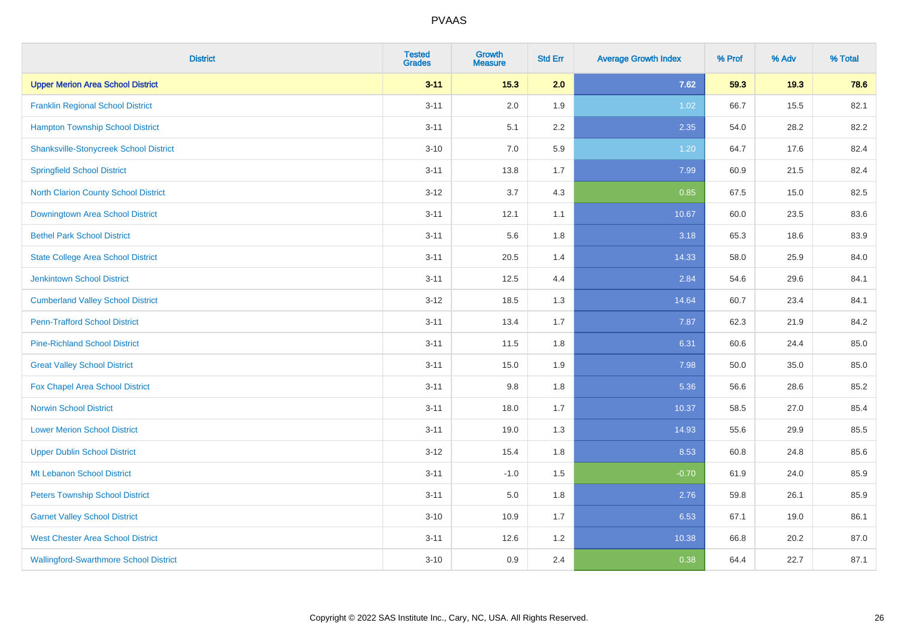# PVAAS

| District | Tested Grades | Growth Measure | Std Err | Average Growth Index | % Prof | % Adv | % Total |
|---|---|---|---|---|---|---|---|
| **Upper Merion Area School District** | **3-11** | **15.3** | **2.0** | **7.62** | **59.3** | **19.3** | **78.6** |
| Franklin Regional School District | 3-11 | 2.0 | 1.9 | 1.02 | 66.7 | 15.5 | 82.1 |
| Hampton Township School District | 3-11 | 5.1 | 2.2 | 2.35 | 54.0 | 28.2 | 82.2 |
| Shanksville-Stonycreek School District | 3-10 | 7.0 | 5.9 | 1.20 | 64.7 | 17.6 | 82.4 |
| Springfield School District | 3-11 | 13.8 | 1.7 | 7.99 | 60.9 | 21.5 | 82.4 |
| North Clarion County School District | 3-12 | 3.7 | 4.3 | 0.85 | 67.5 | 15.0 | 82.5 |
| Downingtown Area School District | 3-11 | 12.1 | 1.1 | 10.67 | 60.0 | 23.5 | 83.6 |
| Bethel Park School District | 3-11 | 5.6 | 1.8 | 3.18 | 65.3 | 18.6 | 83.9 |
| State College Area School District | 3-11 | 20.5 | 1.4 | 14.33 | 58.0 | 25.9 | 84.0 |
| Jenkintown School District | 3-11 | 12.5 | 4.4 | 2.84 | 54.6 | 29.6 | 84.1 |
| Cumberland Valley School District | 3-12 | 18.5 | 1.3 | 14.64 | 60.7 | 23.4 | 84.1 |
| Penn-Trafford School District | 3-11 | 13.4 | 1.7 | 7.87 | 62.3 | 21.9 | 84.2 |
| Pine-Richland School District | 3-11 | 11.5 | 1.8 | 6.31 | 60.6 | 24.4 | 85.0 |
| Great Valley School District | 3-11 | 15.0 | 1.9 | 7.98 | 50.0 | 35.0 | 85.0 |
| Fox Chapel Area School District | 3-11 | 9.8 | 1.8 | 5.36 | 56.6 | 28.6 | 85.2 |
| Norwin School District | 3-11 | 18.0 | 1.7 | 10.37 | 58.5 | 27.0 | 85.4 |
| Lower Merion School District | 3-11 | 19.0 | 1.3 | 14.93 | 55.6 | 29.9 | 85.5 |
| Upper Dublin School District | 3-12 | 15.4 | 1.8 | 8.53 | 60.8 | 24.8 | 85.6 |
| Mt Lebanon School District | 3-11 | -1.0 | 1.5 | -0.70 | 61.9 | 24.0 | 85.9 |
| Peters Township School District | 3-11 | 5.0 | 1.8 | 2.76 | 59.8 | 26.1 | 85.9 |
| Garnet Valley School District | 3-10 | 10.9 | 1.7 | 6.53 | 67.1 | 19.0 | 86.1 |
| West Chester Area School District | 3-11 | 12.6 | 1.2 | 10.38 | 66.8 | 20.2 | 87.0 |
| Wallingford-Swarthmore School District | 3-10 | 0.9 | 2.4 | 0.38 | 64.4 | 22.7 | 87.1 |

Copyright © 2022 SAS Institute Inc., Cary, NC, USA. All Rights Reserved.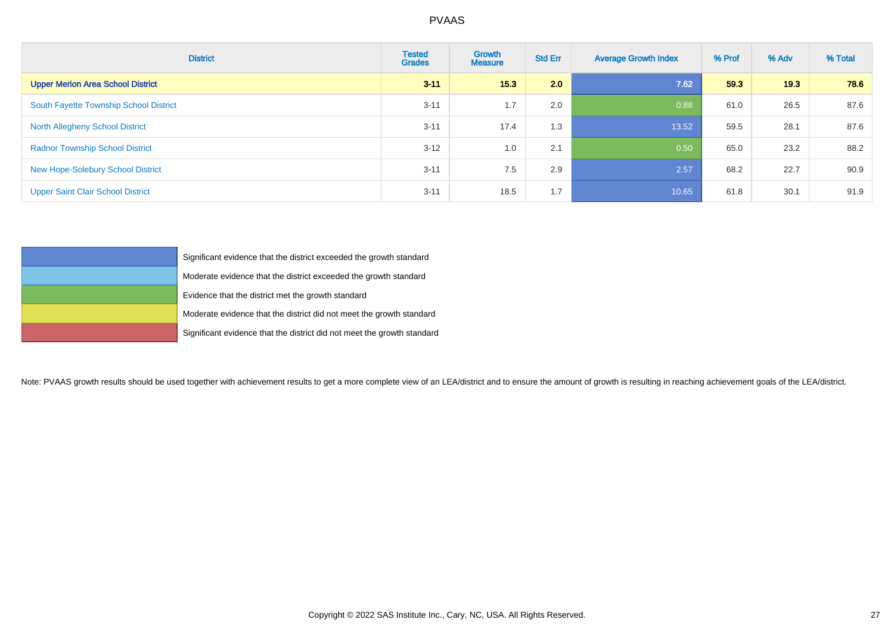# PVAAS

| District | Tested Grades | Growth Measure | Std Err | Average Growth Index | % Prof | % Adv | % Total |
|---|---|---|---|---|---|---|---|
| **Upper Merion Area School District** | **3-11** | **15.3** | **2.0** | **7.62** | **59.3** | **19.3** | **78.6** |
| South Fayette Township School District | 3-11 | 1.7 | 2.0 | 0.88 | 61.0 | 26.5 | 87.6 |
| North Allegheny School District | 3-11 | 17.4 | 1.3 | 13.52 | 59.5 | 28.1 | 87.6 |
| Radnor Township School District | 3-12 | 1.0 | 2.1 | 0.50 | 65.0 | 23.2 | 88.2 |
| New Hope-Solebury School District | 3-11 | 7.5 | 2.9 | 2.57 | 68.2 | 22.7 | 90.9 |
| Upper Saint Clair School District | 3-11 | 18.5 | 1.7 | 10.65 | 61.8 | 30.1 | 91.9 |

Significant evidence that the district exceeded the growth standard

Moderate evidence that the district exceeded the growth standard

Evidence that the district met the growth standard

Moderate evidence that the district did not meet the growth standard

Significant evidence that the district did not meet the growth standard

Note: PVAAS growth results should be used together with achievement results to get a more complete view of an LEA/district and to ensure the amount of growth is resulting in reaching achievement goals of the LEA/district.

Copyright © 2022 SAS Institute Inc., Cary, NC, USA. All Rights Reserved.